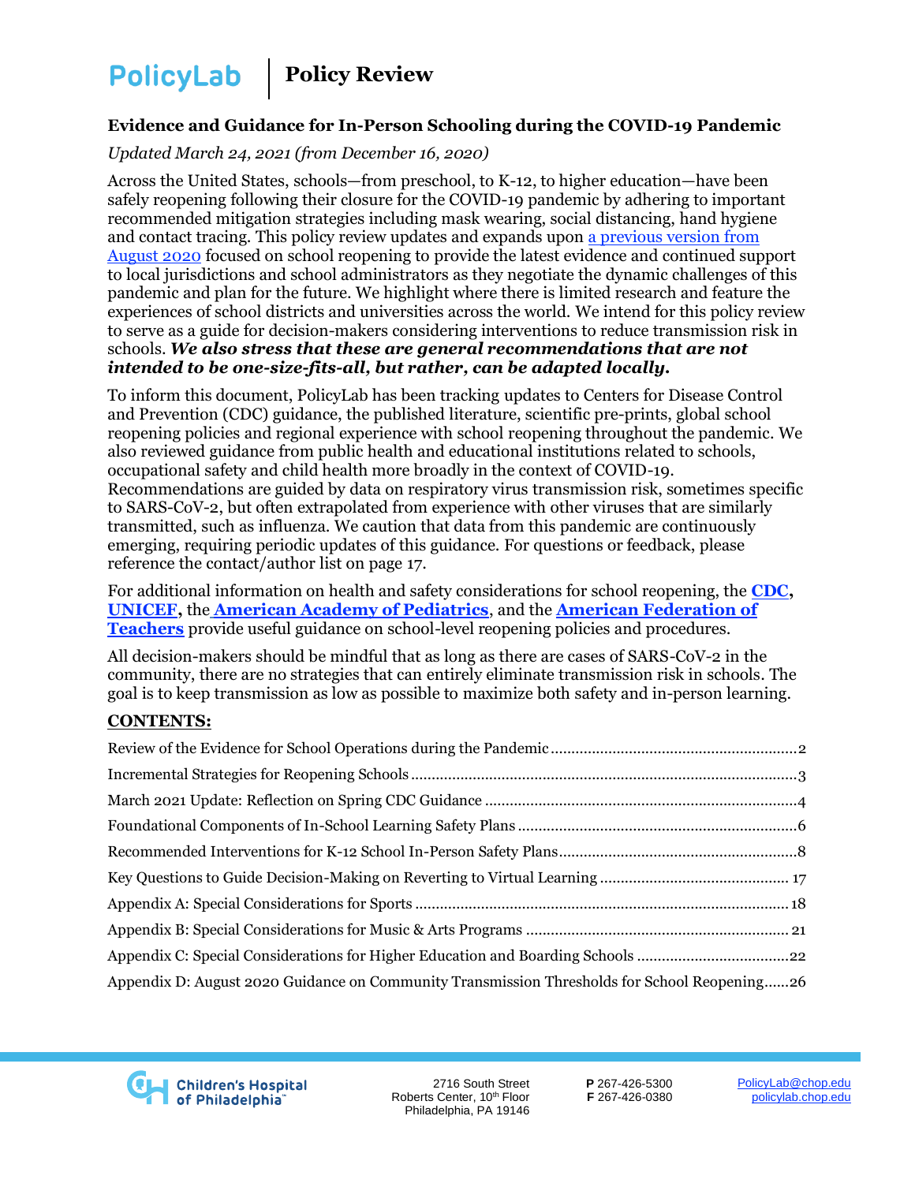# PolicyLab | Policy Review

## Evidence and Guidance for In-Person Schooling during the COVID-19 Pandemic

*Updated March 24, 2021 (from December 16, 2020)*

Across the United States, schools—from preschool, to K-12, to higher education—have been safely reopening following their closure for the COVID-19 pandemic by adhering to important recommended mitigation strategies including mask wearing, social distancing, hand hygiene and contact tracing. This policy review updates and expands upon [a previous version from August 2020](#) focused on school reopening to provide the latest evidence and continued support to local jurisdictions and school administrators as they negotiate the dynamic challenges of this pandemic and plan for the future. We highlight where there is limited research and feature the experiences of school districts and universities across the world. We intend for this policy review to serve as a guide for decision-makers considering interventions to reduce transmission risk in schools. ***We also stress that these are general recommendations that are not intended to be one-size-fits-all, but rather, can be adapted locally.***

To inform this document, PolicyLab has been tracking updates to Centers for Disease Control and Prevention (CDC) guidance, the published literature, scientific pre-prints, global school reopening policies and regional experience with school reopening throughout the pandemic. We also reviewed guidance from public health and educational institutions related to schools, occupational safety and child health more broadly in the context of COVID-19. Recommendations are guided by data on respiratory virus transmission risk, sometimes specific to SARS-CoV-2, but often extrapolated from experience with other viruses that are similarly transmitted, such as influenza. We caution that data from this pandemic are continuously emerging, requiring periodic updates of this guidance. For questions or feedback, please reference the contact/author list on page 17.

For additional information on health and safety considerations for school reopening, the **CDC**, **UNICEF**, the **American Academy of Pediatrics**, and the **American Federation of Teachers** provide useful guidance on school-level reopening policies and procedures.

All decision-makers should be mindful that as long as there are cases of SARS-CoV-2 in the community, there are no strategies that can entirely eliminate transmission risk in schools. The goal is to keep transmission as low as possible to maximize both safety and in-person learning.

**CONTENTS:**

- Review of the Evidence for School Operations during the Pandemic ........ 2
- Incremental Strategies for Reopening Schools ........ 3
- March 2021 Update: Reflection on Spring CDC Guidance ........ 4
- Foundational Components of In-School Learning Safety Plans ........ 6
- Recommended Interventions for K-12 School In-Person Safety Plans ........ 8
- Key Questions to Guide Decision-Making on Reverting to Virtual Learning ........ 17
- Appendix A: Special Considerations for Sports ........ 18
- Appendix B: Special Considerations for Music & Arts Programs ........ 21
- Appendix C: Special Considerations for Higher Education and Boarding Schools ........ 22
- Appendix D: August 2020 Guidance on Community Transmission Thresholds for School Reopening ........ 26

Children's Hospital of Philadelphia
2716 South Street
Roberts Center, 10th Floor
Philadelphia, PA 19146

**P** 267-426-5300
**F** 267-426-0380

PolicyLab@chop.edu
policylab.chop.edu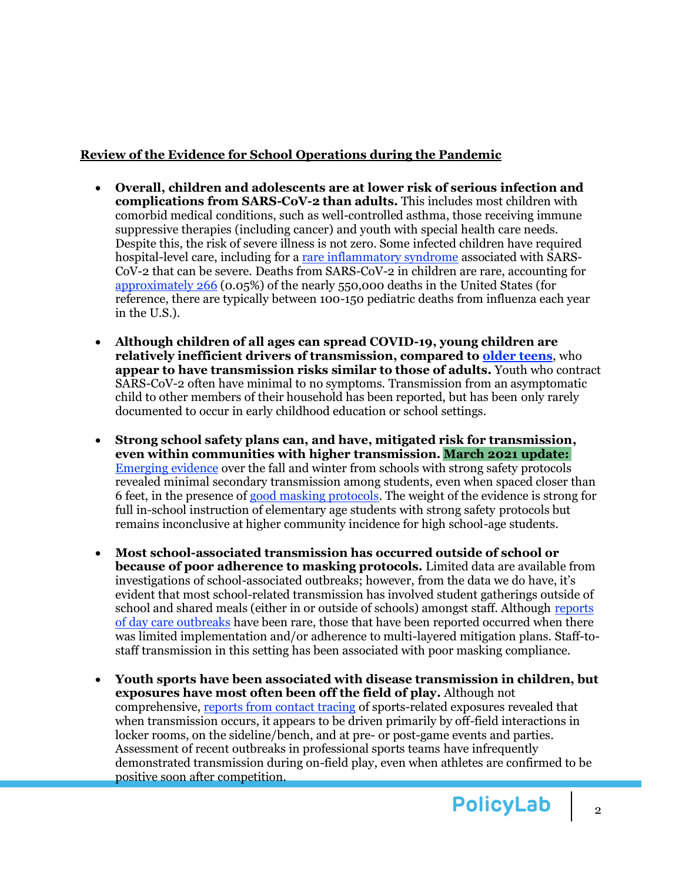## Review of the Evidence for School Operations during the Pandemic

- **Overall, children and adolescents are at lower risk of serious infection and complications from SARS-CoV-2 than adults.** This includes most children with comorbid medical conditions, such as well-controlled asthma, those receiving immune suppressive therapies (including cancer) and youth with special health care needs. Despite this, the risk of severe illness is not zero. Some infected children have required hospital-level care, including for a rare inflammatory syndrome associated with SARS-CoV-2 that can be severe. Deaths from SARS-CoV-2 in children are rare, accounting for approximately 266 (0.05%) of the nearly 550,000 deaths in the United States (for reference, there are typically between 100-150 pediatric deaths from influenza each year in the U.S.).

- **Although children of all ages can spread COVID-19, young children are relatively inefficient drivers of transmission, compared to older teens, who appear to have transmission risks similar to those of adults.** Youth who contract SARS-CoV-2 often have minimal to no symptoms. Transmission from an asymptomatic child to other members of their household has been reported, but has been only rarely documented to occur in early childhood education or school settings.

- **Strong school safety plans can, and have, mitigated risk for transmission, even within communities with higher transmission. March 2021 update:** Emerging evidence over the fall and winter from schools with strong safety protocols revealed minimal secondary transmission among students, even when spaced closer than 6 feet, in the presence of good masking protocols. The weight of the evidence is strong for full in-school instruction of elementary age students with strong safety protocols but remains inconclusive at higher community incidence for high school-age students.

- **Most school-associated transmission has occurred outside of school or because of poor adherence to masking protocols.** Limited data are available from investigations of school-associated outbreaks; however, from the data we do have, it's evident that most school-related transmission has involved student gatherings outside of school and shared meals (either in or outside of schools) amongst staff. Although reports of day care outbreaks have been rare, those that have been reported occurred when there was limited implementation and/or adherence to multi-layered mitigation plans. Staff-to-staff transmission in this setting has been associated with poor masking compliance.

- **Youth sports have been associated with disease transmission in children, but exposures have most often been off the field of play.** Although not comprehensive, reports from contact tracing of sports-related exposures revealed that when transmission occurs, it appears to be driven primarily by off-field interactions in locker rooms, on the sideline/bench, and at pre- or post-game events and parties. Assessment of recent outbreaks in professional sports teams have infrequently demonstrated transmission during on-field play, even when athletes are confirmed to be positive soon after competition.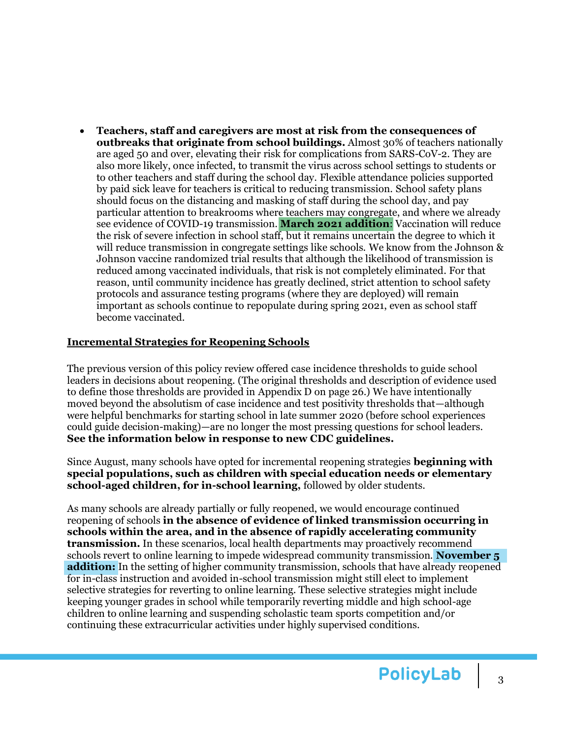- **Teachers, staff and caregivers are most at risk from the consequences of outbreaks that originate from school buildings.** Almost 30% of teachers nationally are aged 50 and over, elevating their risk for complications from SARS-CoV-2. They are also more likely, once infected, to transmit the virus across school settings to students or to other teachers and staff during the school day. Flexible attendance policies supported by paid sick leave for teachers is critical to reducing transmission. School safety plans should focus on the distancing and masking of staff during the school day, and pay particular attention to breakrooms where teachers may congregate, and where we already see evidence of COVID-19 transmission. **March 2021 addition**: Vaccination will reduce the risk of severe infection in school staff, but it remains uncertain the degree to which it will reduce transmission in congregate settings like schools. We know from the Johnson & Johnson vaccine randomized trial results that although the likelihood of transmission is reduced among vaccinated individuals, that risk is not completely eliminated. For that reason, until community incidence has greatly declined, strict attention to school safety protocols and assurance testing programs (where they are deployed) will remain important as schools continue to repopulate during spring 2021, even as school staff become vaccinated.

## Incremental Strategies for Reopening Schools

The previous version of this policy review offered case incidence thresholds to guide school leaders in decisions about reopening. (The original thresholds and description of evidence used to define those thresholds are provided in Appendix D on page 26.) We have intentionally moved beyond the absolutism of case incidence and test positivity thresholds that—although were helpful benchmarks for starting school in late summer 2020 (before school experiences could guide decision-making)—are no longer the most pressing questions for school leaders. **See the information below in response to new CDC guidelines.**

Since August, many schools have opted for incremental reopening strategies **beginning with special populations, such as children with special education needs or elementary school-aged children, for in-school learning,** followed by older students.

As many schools are already partially or fully reopened, we would encourage continued reopening of schools **in the absence of evidence of linked transmission occurring in schools within the area, and in the absence of rapidly accelerating community transmission.** In these scenarios, local health departments may proactively recommend schools revert to online learning to impede widespread community transmission. **November 5 addition:** In the setting of higher community transmission, schools that have already reopened for in-class instruction and avoided in-school transmission might still elect to implement selective strategies for reverting to online learning. These selective strategies might include keeping younger grades in school while temporarily reverting middle and high school-age children to online learning and suspending scholastic team sports competition and/or continuing these extracurricular activities under highly supervised conditions.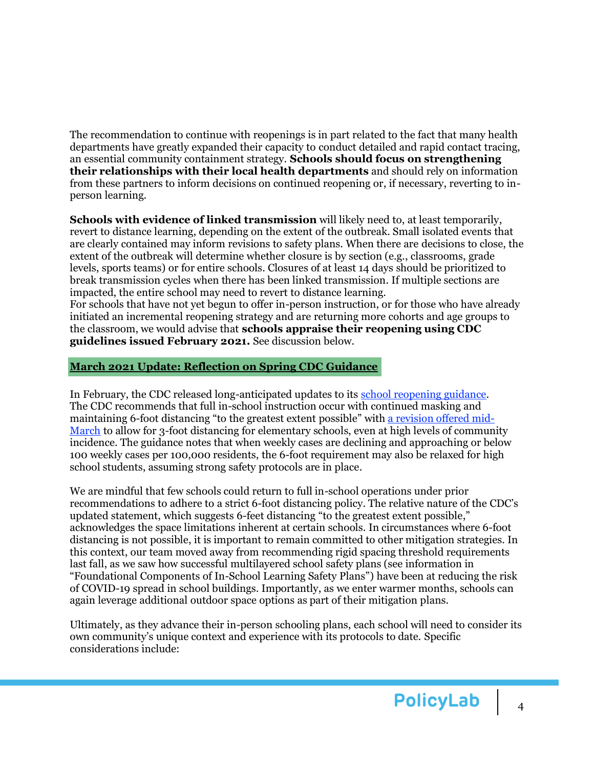The recommendation to continue with reopenings is in part related to the fact that many health departments have greatly expanded their capacity to conduct detailed and rapid contact tracing, an essential community containment strategy. **Schools should focus on strengthening their relationships with their local health departments** and should rely on information from these partners to inform decisions on continued reopening or, if necessary, reverting to in-person learning.

**Schools with evidence of linked transmission** will likely need to, at least temporarily, revert to distance learning, depending on the extent of the outbreak. Small isolated events that are clearly contained may inform revisions to safety plans. When there are decisions to close, the extent of the outbreak will determine whether closure is by section (e.g., classrooms, grade levels, sports teams) or for entire schools. Closures of at least 14 days should be prioritized to break transmission cycles when there has been linked transmission. If multiple sections are impacted, the entire school may need to revert to distance learning.
For schools that have not yet begun to offer in-person instruction, or for those who have already initiated an incremental reopening strategy and are returning more cohorts and age groups to the classroom, we would advise that **schools appraise their reopening using CDC guidelines issued February 2021.** See discussion below.

## March 2021 Update: Reflection on Spring CDC Guidance

In February, the CDC released long-anticipated updates to its school reopening guidance. The CDC recommends that full in-school instruction occur with continued masking and maintaining 6-foot distancing "to the greatest extent possible" with a revision offered mid-March to allow for 3-foot distancing for elementary schools, even at high levels of community incidence. The guidance notes that when weekly cases are declining and approaching or below 100 weekly cases per 100,000 residents, the 6-foot requirement may also be relaxed for high school students, assuming strong safety protocols are in place.

We are mindful that few schools could return to full in-school operations under prior recommendations to adhere to a strict 6-foot distancing policy. The relative nature of the CDC's updated statement, which suggests 6-feet distancing "to the greatest extent possible," acknowledges the space limitations inherent at certain schools. In circumstances where 6-foot distancing is not possible, it is important to remain committed to other mitigation strategies. In this context, our team moved away from recommending rigid spacing threshold requirements last fall, as we saw how successful multilayered school safety plans (see information in "Foundational Components of In-School Learning Safety Plans") have been at reducing the risk of COVID-19 spread in school buildings. Importantly, as we enter warmer months, schools can again leverage additional outdoor space options as part of their mitigation plans.

Ultimately, as they advance their in-person schooling plans, each school will need to consider its own community's unique context and experience with its protocols to date. Specific considerations include: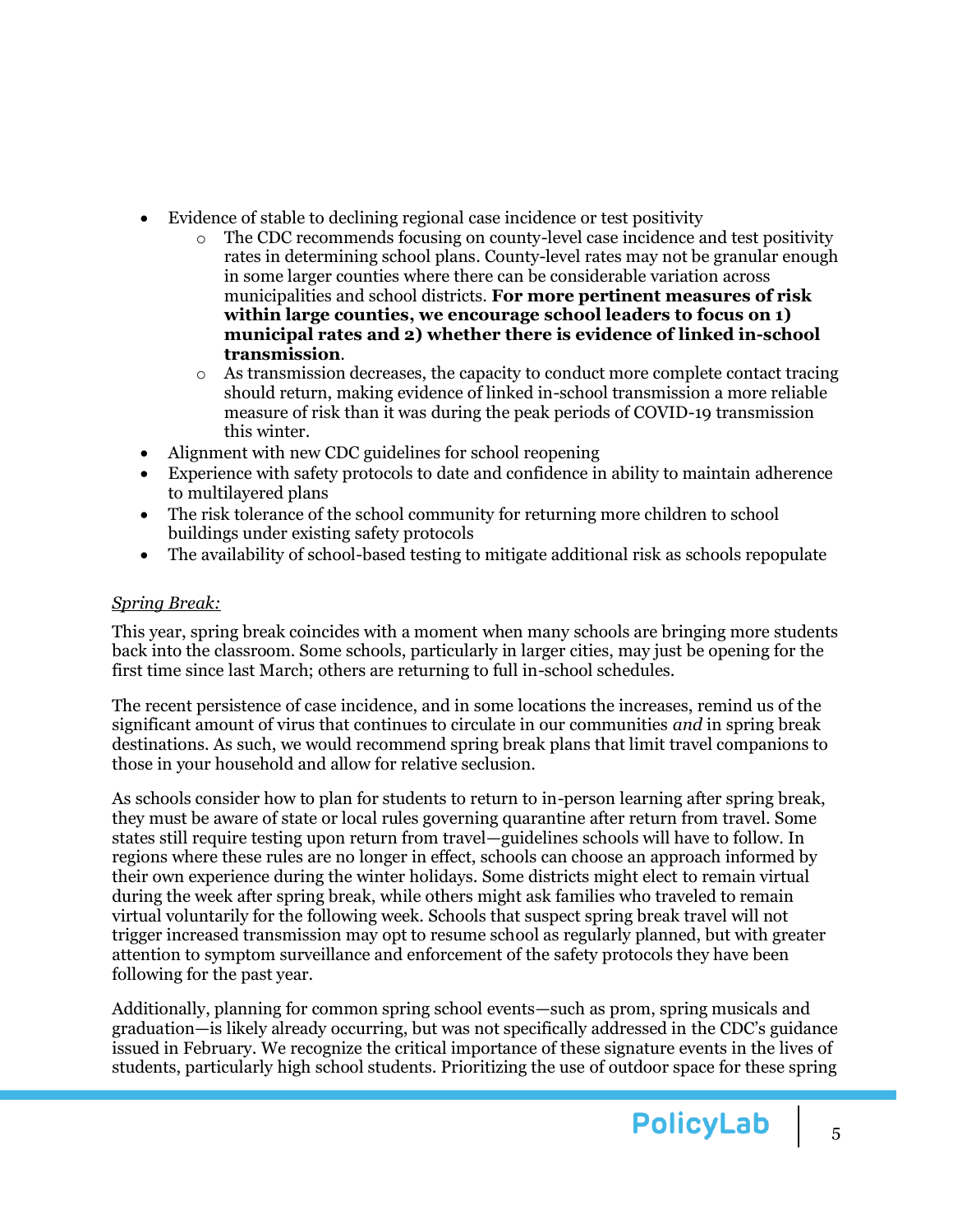- Evidence of stable to declining regional case incidence or test positivity
    - The CDC recommends focusing on county-level case incidence and test positivity rates in determining school plans. County-level rates may not be granular enough in some larger counties where there can be considerable variation across municipalities and school districts. **For more pertinent measures of risk within large counties, we encourage school leaders to focus on 1) municipal rates and 2) whether there is evidence of linked in-school transmission**.
    - As transmission decreases, the capacity to conduct more complete contact tracing should return, making evidence of linked in-school transmission a more reliable measure of risk than it was during the peak periods of COVID-19 transmission this winter.
- Alignment with new CDC guidelines for school reopening
- Experience with safety protocols to date and confidence in ability to maintain adherence to multilayered plans
- The risk tolerance of the school community for returning more children to school buildings under existing safety protocols
- The availability of school-based testing to mitigate additional risk as schools repopulate

*Spring Break:*

This year, spring break coincides with a moment when many schools are bringing more students back into the classroom. Some schools, particularly in larger cities, may just be opening for the first time since last March; others are returning to full in-school schedules.

The recent persistence of case incidence, and in some locations the increases, remind us of the significant amount of virus that continues to circulate in our communities *and* in spring break destinations. As such, we would recommend spring break plans that limit travel companions to those in your household and allow for relative seclusion.

As schools consider how to plan for students to return to in-person learning after spring break, they must be aware of state or local rules governing quarantine after return from travel. Some states still require testing upon return from travel—guidelines schools will have to follow. In regions where these rules are no longer in effect, schools can choose an approach informed by their own experience during the winter holidays. Some districts might elect to remain virtual during the week after spring break, while others might ask families who traveled to remain virtual voluntarily for the following week. Schools that suspect spring break travel will not trigger increased transmission may opt to resume school as regularly planned, but with greater attention to symptom surveillance and enforcement of the safety protocols they have been following for the past year.

Additionally, planning for common spring school events—such as prom, spring musicals and graduation—is likely already occurring, but was not specifically addressed in the CDC's guidance issued in February. We recognize the critical importance of these signature events in the lives of students, particularly high school students. Prioritizing the use of outdoor space for these spring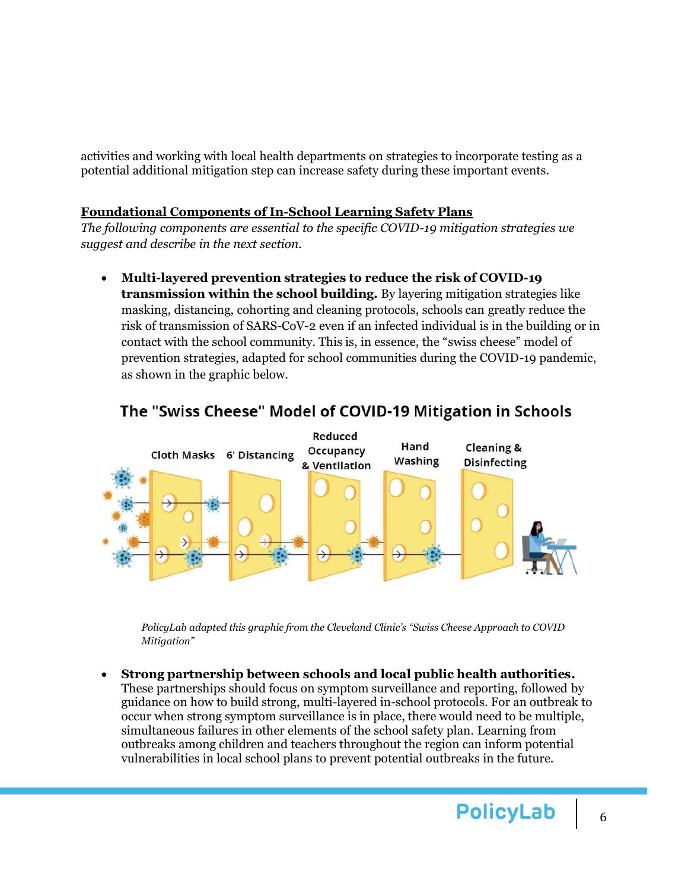activities and working with local health departments on strategies to incorporate testing as a potential additional mitigation step can increase safety during these important events.

**Foundational Components of In-School Learning Safety Plans**

*The following components are essential to the specific COVID-19 mitigation strategies we suggest and describe in the next section.*

- **Multi-layered prevention strategies to reduce the risk of COVID-19 transmission within the school building.** By layering mitigation strategies like masking, distancing, cohorting and cleaning protocols, schools can greatly reduce the risk of transmission of SARS-CoV-2 even if an infected individual is in the building or in contact with the school community. This is, in essence, the "swiss cheese" model of prevention strategies, adapted for school communities during the COVID-19 pandemic, as shown in the graphic below.

The "Swiss Cheese" Model of COVID-19 Mitigation in Schools

Cloth Masks | 6' Distancing | Reduced Occupancy & Ventilation | Hand Washing | Cleaning & Disinfecting

*PolicyLab adapted this graphic from the Cleveland Clinic's "Swiss Cheese Approach to COVID Mitigation"*

- **Strong partnership between schools and local public health authorities.** These partnerships should focus on symptom surveillance and reporting, followed by guidance on how to build strong, multi-layered in-school protocols. For an outbreak to occur when strong symptom surveillance is in place, there would need to be multiple, simultaneous failures in other elements of the school safety plan. Learning from outbreaks among children and teachers throughout the region can inform potential vulnerabilities in local school plans to prevent potential outbreaks in the future.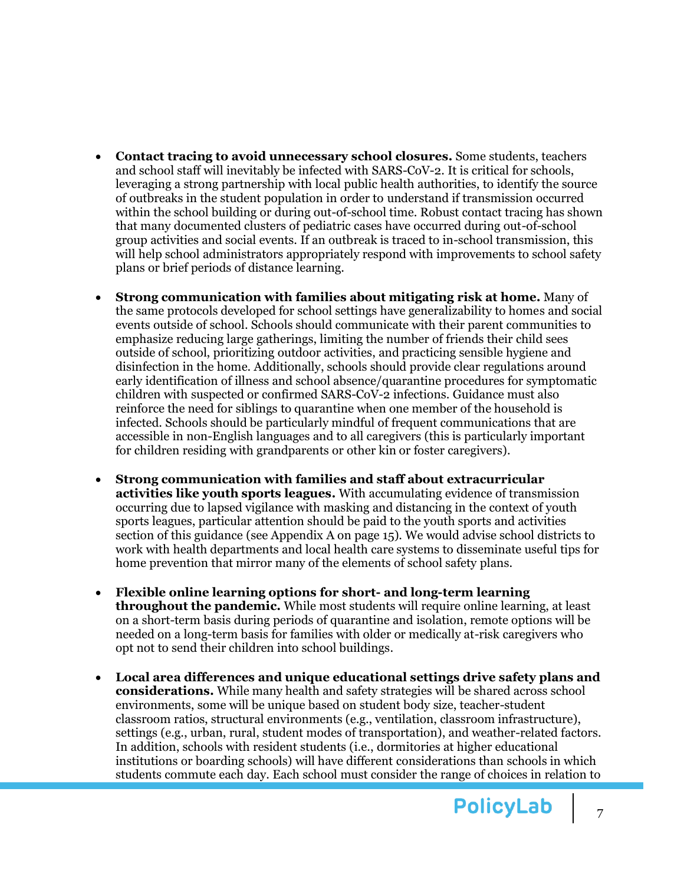- **Contact tracing to avoid unnecessary school closures.** Some students, teachers and school staff will inevitably be infected with SARS-CoV-2. It is critical for schools, leveraging a strong partnership with local public health authorities, to identify the source of outbreaks in the student population in order to understand if transmission occurred within the school building or during out-of-school time. Robust contact tracing has shown that many documented clusters of pediatric cases have occurred during out-of-school group activities and social events. If an outbreak is traced to in-school transmission, this will help school administrators appropriately respond with improvements to school safety plans or brief periods of distance learning.

- **Strong communication with families about mitigating risk at home.** Many of the same protocols developed for school settings have generalizability to homes and social events outside of school. Schools should communicate with their parent communities to emphasize reducing large gatherings, limiting the number of friends their child sees outside of school, prioritizing outdoor activities, and practicing sensible hygiene and disinfection in the home. Additionally, schools should provide clear regulations around early identification of illness and school absence/quarantine procedures for symptomatic children with suspected or confirmed SARS-CoV-2 infections. Guidance must also reinforce the need for siblings to quarantine when one member of the household is infected. Schools should be particularly mindful of frequent communications that are accessible in non-English languages and to all caregivers (this is particularly important for children residing with grandparents or other kin or foster caregivers).

- **Strong communication with families and staff about extracurricular activities like youth sports leagues.** With accumulating evidence of transmission occurring due to lapsed vigilance with masking and distancing in the context of youth sports leagues, particular attention should be paid to the youth sports and activities section of this guidance (see Appendix A on page 15). We would advise school districts to work with health departments and local health care systems to disseminate useful tips for home prevention that mirror many of the elements of school safety plans.

- **Flexible online learning options for short- and long-term learning throughout the pandemic.** While most students will require online learning, at least on a short-term basis during periods of quarantine and isolation, remote options will be needed on a long-term basis for families with older or medically at-risk caregivers who opt not to send their children into school buildings.

- **Local area differences and unique educational settings drive safety plans and considerations.** While many health and safety strategies will be shared across school environments, some will be unique based on student body size, teacher-student classroom ratios, structural environments (e.g., ventilation, classroom infrastructure), settings (e.g., urban, rural, student modes of transportation), and weather-related factors. In addition, schools with resident students (i.e., dormitories at higher educational institutions or boarding schools) will have different considerations than schools in which students commute each day. Each school must consider the range of choices in relation to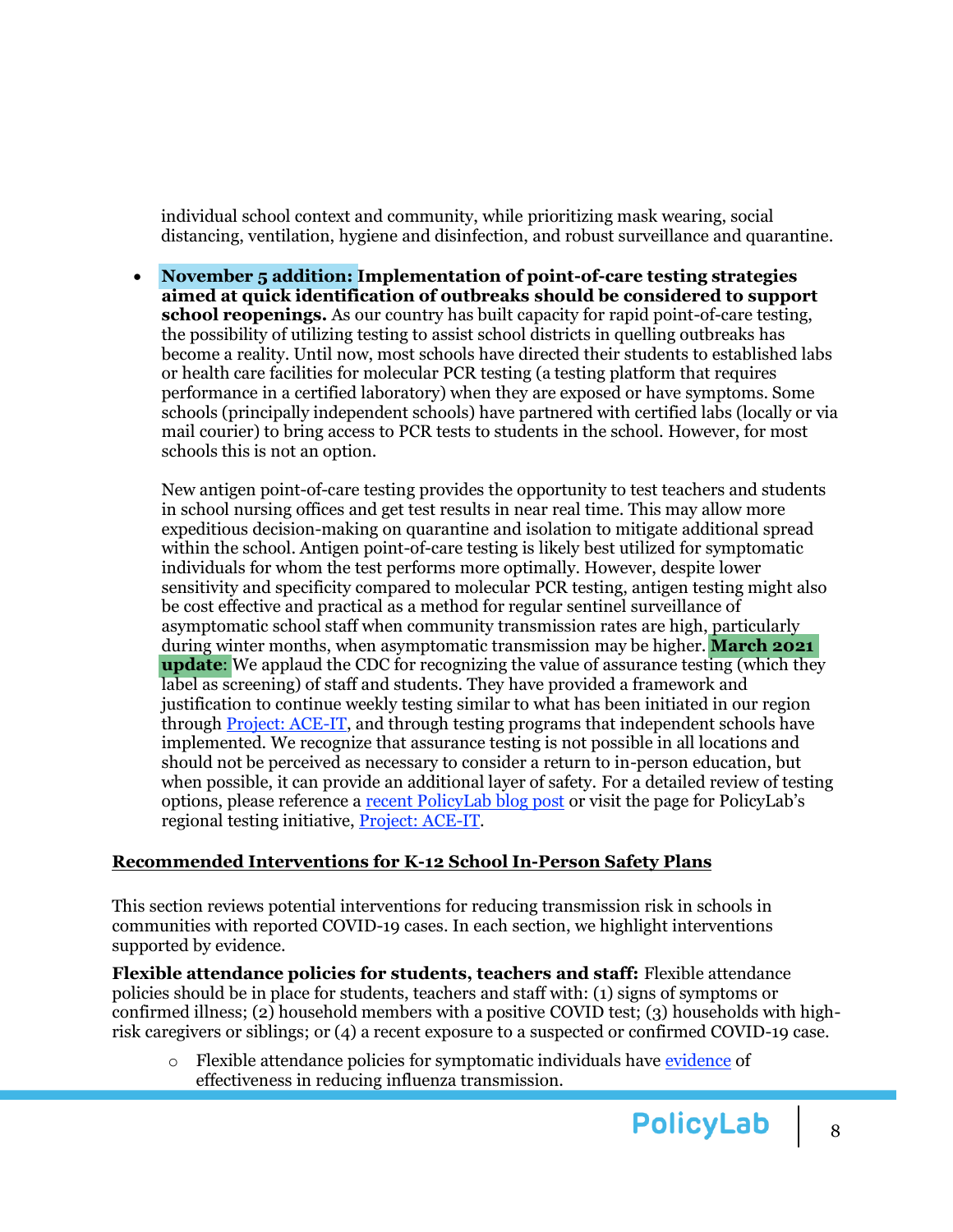individual school context and community, while prioritizing mask wearing, social distancing, ventilation, hygiene and disinfection, and robust surveillance and quarantine.

- **November 5 addition: Implementation of point-of-care testing strategies aimed at quick identification of outbreaks should be considered to support school reopenings.** As our country has built capacity for rapid point-of-care testing, the possibility of utilizing testing to assist school districts in quelling outbreaks has become a reality. Until now, most schools have directed their students to established labs or health care facilities for molecular PCR testing (a testing platform that requires performance in a certified laboratory) when they are exposed or have symptoms. Some schools (principally independent schools) have partnered with certified labs (locally or via mail courier) to bring access to PCR tests to students in the school. However, for most schools this is not an option.

  New antigen point-of-care testing provides the opportunity to test teachers and students in school nursing offices and get test results in near real time. This may allow more expeditious decision-making on quarantine and isolation to mitigate additional spread within the school. Antigen point-of-care testing is likely best utilized for symptomatic individuals for whom the test performs more optimally. However, despite lower sensitivity and specificity compared to molecular PCR testing, antigen testing might also be cost effective and practical as a method for regular sentinel surveillance of asymptomatic school staff when community transmission rates are high, particularly during winter months, when asymptomatic transmission may be higher. **March 2021 update**: We applaud the CDC for recognizing the value of assurance testing (which they label as screening) of staff and students. They have provided a framework and justification to continue weekly testing similar to what has been initiated in our region through Project: ACE-IT, and through testing programs that independent schools have implemented. We recognize that assurance testing is not possible in all locations and should not be perceived as necessary to consider a return to in-person education, but when possible, it can provide an additional layer of safety. For a detailed review of testing options, please reference a recent PolicyLab blog post or visit the page for PolicyLab's regional testing initiative, Project: ACE-IT.

## Recommended Interventions for K-12 School In-Person Safety Plans

This section reviews potential interventions for reducing transmission risk in schools in communities with reported COVID-19 cases. In each section, we highlight interventions supported by evidence.

**Flexible attendance policies for students, teachers and staff:** Flexible attendance policies should be in place for students, teachers and staff with: (1) signs of symptoms or confirmed illness; (2) household members with a positive COVID test; (3) households with high-risk caregivers or siblings; or (4) a recent exposure to a suspected or confirmed COVID-19 case.

- Flexible attendance policies for symptomatic individuals have evidence of effectiveness in reducing influenza transmission.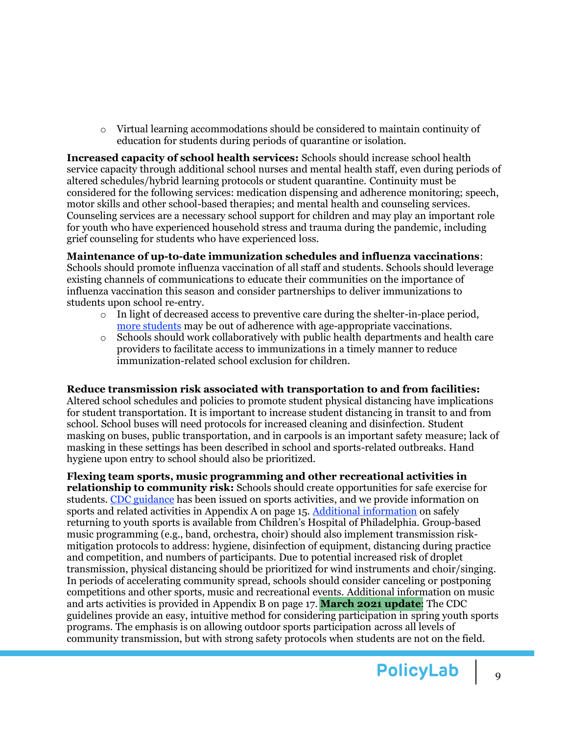- Virtual learning accommodations should be considered to maintain continuity of education for students during periods of quarantine or isolation.

**Increased capacity of school health services:** Schools should increase school health service capacity through additional school nurses and mental health staff, even during periods of altered schedules/hybrid learning protocols or student quarantine. Continuity must be considered for the following services: medication dispensing and adherence monitoring; speech, motor skills and other school-based therapies; and mental health and counseling services. Counseling services are a necessary school support for children and may play an important role for youth who have experienced household stress and trauma during the pandemic, including grief counseling for students who have experienced loss.

**Maintenance of up-to-date immunization schedules and influenza vaccinations**: Schools should promote influenza vaccination of all staff and students. Schools should leverage existing channels of communications to educate their communities on the importance of influenza vaccination this season and consider partnerships to deliver immunizations to students upon school re-entry.

- In light of decreased access to preventive care during the shelter-in-place period, more students may be out of adherence with age-appropriate vaccinations.
- Schools should work collaboratively with public health departments and health care providers to facilitate access to immunizations in a timely manner to reduce immunization-related school exclusion for children.

**Reduce transmission risk associated with transportation to and from facilities:** Altered school schedules and policies to promote student physical distancing have implications for student transportation. It is important to increase student distancing in transit to and from school. School buses will need protocols for increased cleaning and disinfection. Student masking on buses, public transportation, and in carpools is an important safety measure; lack of masking in these settings has been described in school and sports-related outbreaks. Hand hygiene upon entry to school should also be prioritized.

**Flexing team sports, music programming and other recreational activities in relationship to community risk:** Schools should create opportunities for safe exercise for students. CDC guidance has been issued on sports activities, and we provide information on sports and related activities in Appendix A on page 15. Additional information on safely returning to youth sports is available from Children's Hospital of Philadelphia. Group-based music programming (e.g., band, orchestra, choir) should also implement transmission risk-mitigation protocols to address: hygiene, disinfection of equipment, distancing during practice and competition, and numbers of participants. Due to potential increased risk of droplet transmission, physical distancing should be prioritized for wind instruments and choir/singing. In periods of accelerating community spread, schools should consider canceling or postponing competitions and other sports, music and recreational events. Additional information on music and arts activities is provided in Appendix B on page 17. **March 2021 update**: The CDC guidelines provide an easy, intuitive method for considering participation in spring youth sports programs. The emphasis is on allowing outdoor sports participation across all levels of community transmission, but with strong safety protocols when students are not on the field.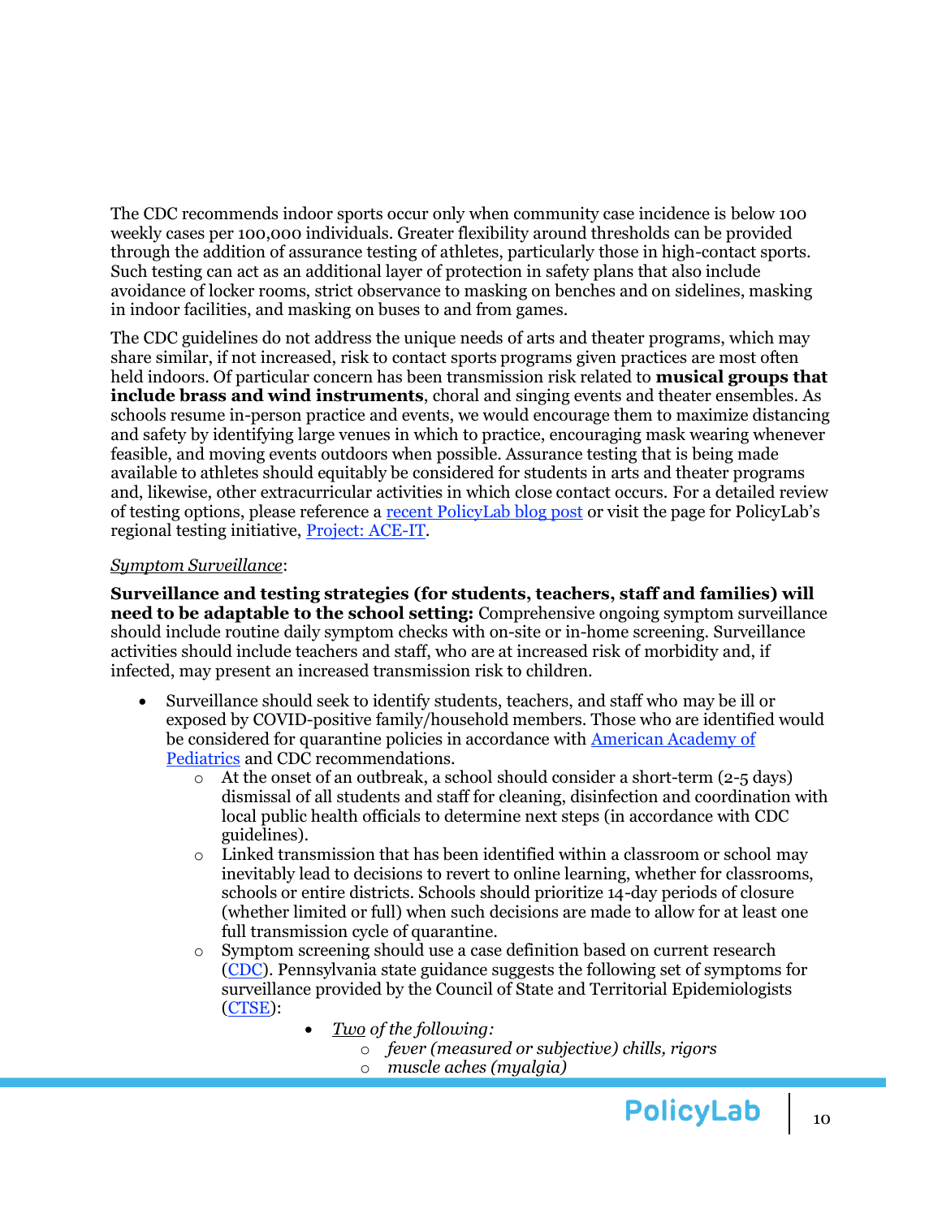The CDC recommends indoor sports occur only when community case incidence is below 100 weekly cases per 100,000 individuals. Greater flexibility around thresholds can be provided through the addition of assurance testing of athletes, particularly those in high-contact sports. Such testing can act as an additional layer of protection in safety plans that also include avoidance of locker rooms, strict observance to masking on benches and on sidelines, masking in indoor facilities, and masking on buses to and from games.

The CDC guidelines do not address the unique needs of arts and theater programs, which may share similar, if not increased, risk to contact sports programs given practices are most often held indoors. Of particular concern has been transmission risk related to **musical groups that include brass and wind instruments**, choral and singing events and theater ensembles. As schools resume in-person practice and events, we would encourage them to maximize distancing and safety by identifying large venues in which to practice, encouraging mask wearing whenever feasible, and moving events outdoors when possible. Assurance testing that is being made available to athletes should equitably be considered for students in arts and theater programs and, likewise, other extracurricular activities in which close contact occurs. For a detailed review of testing options, please reference a recent PolicyLab blog post or visit the page for PolicyLab's regional testing initiative, Project: ACE-IT.

*Symptom Surveillance*:

**Surveillance and testing strategies (for students, teachers, staff and families) will need to be adaptable to the school setting:** Comprehensive ongoing symptom surveillance should include routine daily symptom checks with on-site or in-home screening. Surveillance activities should include teachers and staff, who are at increased risk of morbidity and, if infected, may present an increased transmission risk to children.

- Surveillance should seek to identify students, teachers, and staff who may be ill or exposed by COVID-positive family/household members. Those who are identified would be considered for quarantine policies in accordance with American Academy of Pediatrics and CDC recommendations.
  - At the onset of an outbreak, a school should consider a short-term (2-5 days) dismissal of all students and staff for cleaning, disinfection and coordination with local public health officials to determine next steps (in accordance with CDC guidelines).
  - Linked transmission that has been identified within a classroom or school may inevitably lead to decisions to revert to online learning, whether for classrooms, schools or entire districts. Schools should prioritize 14-day periods of closure (whether limited or full) when such decisions are made to allow for at least one full transmission cycle of quarantine.
  - Symptom screening should use a case definition based on current research (CDC). Pennsylvania state guidance suggests the following set of symptoms for surveillance provided by the Council of State and Territorial Epidemiologists (CTSE):
    - *Two of the following:*
      - *fever (measured or subjective) chills, rigors*
      - *muscle aches (myalgia)*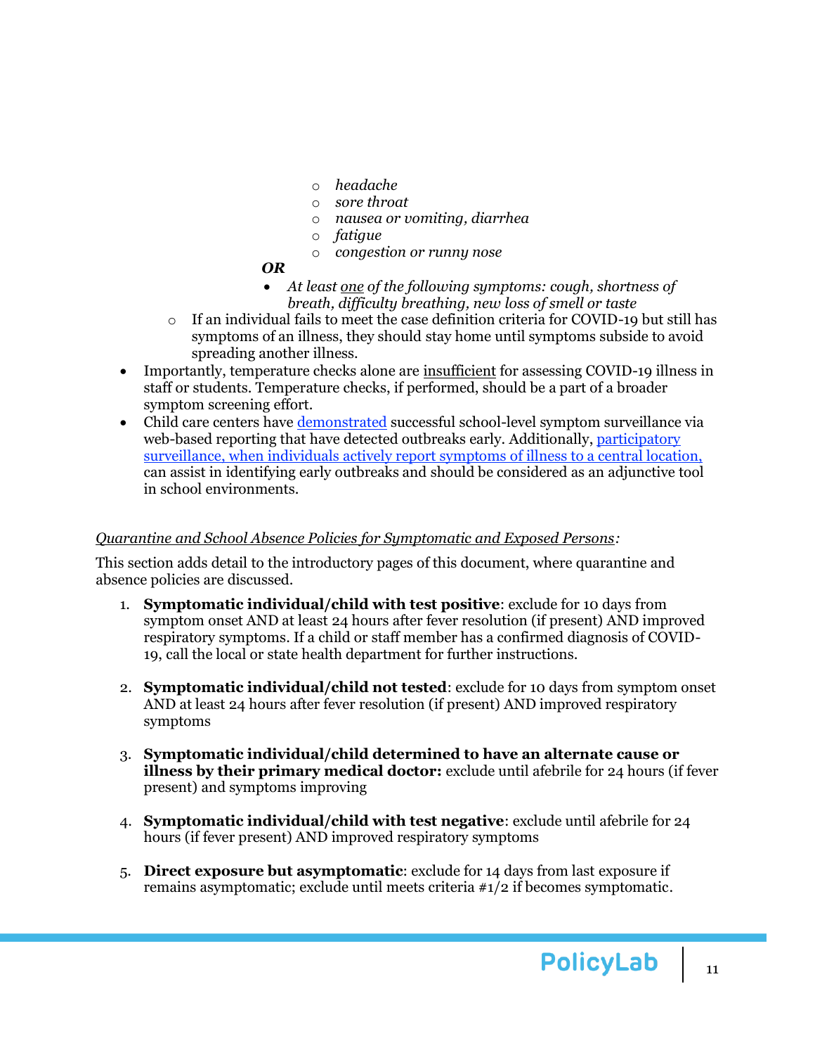- *headache*
    - *sore throat*
    - *nausea or vomiting, diarrhea*
    - *fatigue*
    - *congestion or runny nose*

  ***OR***

  - *At least one of the following symptoms: cough, shortness of breath, difficulty breathing, new loss of smell or taste*

  - If an individual fails to meet the case definition criteria for COVID-19 but still has symptoms of an illness, they should stay home until symptoms subside to avoid spreading another illness.

- Importantly, temperature checks alone are insufficient for assessing COVID-19 illness in staff or students. Temperature checks, if performed, should be a part of a broader symptom screening effort.
- Child care centers have [demonstrated](#) successful school-level symptom surveillance via web-based reporting that have detected outbreaks early. Additionally, [participatory surveillance, when individuals actively report symptoms of illness to a central location,](#) can assist in identifying early outbreaks and should be considered as an adjunctive tool in school environments.

*Quarantine and School Absence Policies for Symptomatic and Exposed Persons:*

This section adds detail to the introductory pages of this document, where quarantine and absence policies are discussed.

1. **Symptomatic individual/child with test positive**: exclude for 10 days from symptom onset AND at least 24 hours after fever resolution (if present) AND improved respiratory symptoms. If a child or staff member has a confirmed diagnosis of COVID-19, call the local or state health department for further instructions.

2. **Symptomatic individual/child not tested**: exclude for 10 days from symptom onset AND at least 24 hours after fever resolution (if present) AND improved respiratory symptoms

3. **Symptomatic individual/child determined to have an alternate cause or illness by their primary medical doctor:** exclude until afebrile for 24 hours (if fever present) and symptoms improving

4. **Symptomatic individual/child with test negative**: exclude until afebrile for 24 hours (if fever present) AND improved respiratory symptoms

5. **Direct exposure but asymptomatic**: exclude for 14 days from last exposure if remains asymptomatic; exclude until meets criteria #1/2 if becomes symptomatic.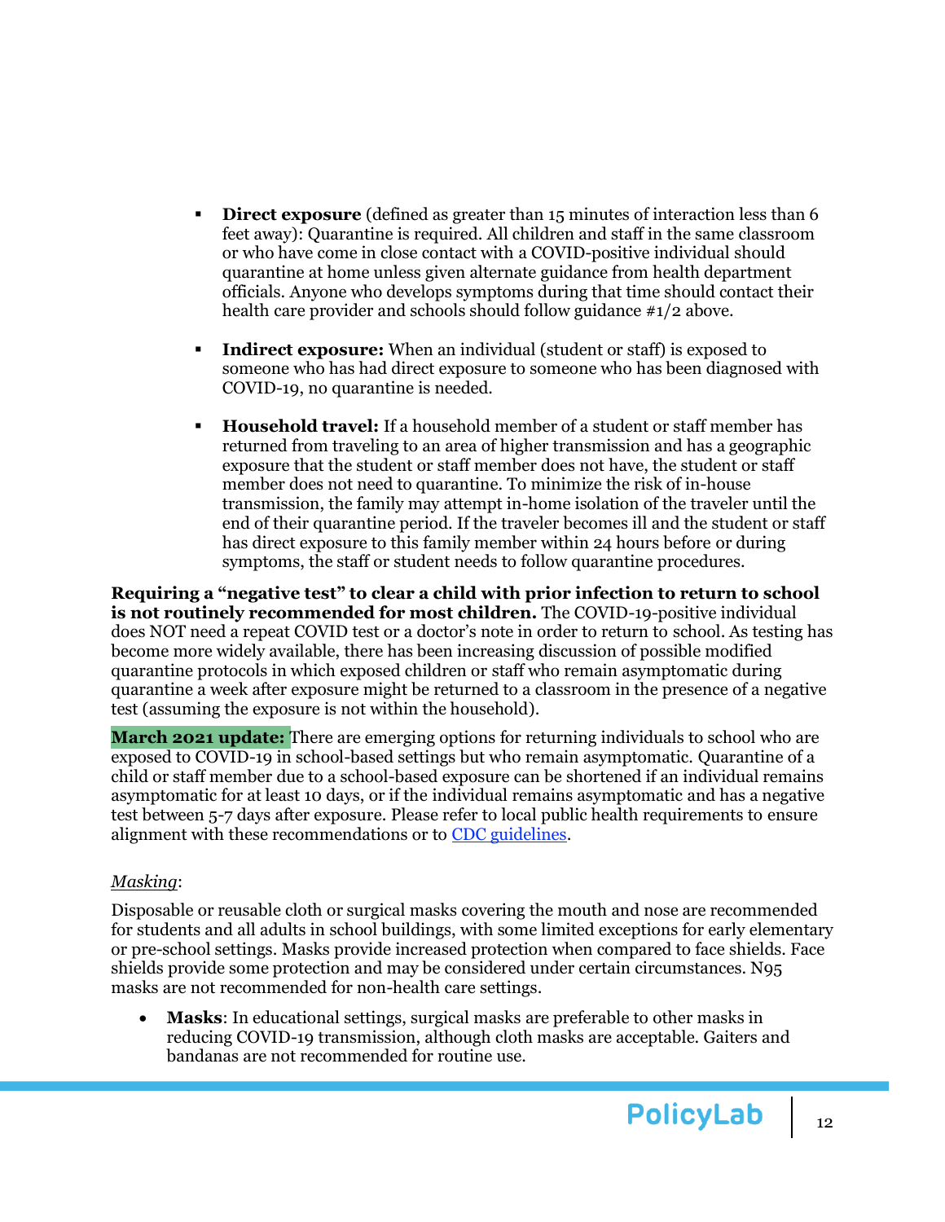- **Direct exposure** (defined as greater than 15 minutes of interaction less than 6 feet away): Quarantine is required. All children and staff in the same classroom or who have come in close contact with a COVID-positive individual should quarantine at home unless given alternate guidance from health department officials. Anyone who develops symptoms during that time should contact their health care provider and schools should follow guidance #1/2 above.

- **Indirect exposure:** When an individual (student or staff) is exposed to someone who has had direct exposure to someone who has been diagnosed with COVID-19, no quarantine is needed.

- **Household travel:** If a household member of a student or staff member has returned from traveling to an area of higher transmission and has a geographic exposure that the student or staff member does not have, the student or staff member does not need to quarantine. To minimize the risk of in-house transmission, the family may attempt in-home isolation of the traveler until the end of their quarantine period. If the traveler becomes ill and the student or staff has direct exposure to this family member within 24 hours before or during symptoms, the staff or student needs to follow quarantine procedures.

**Requiring a "negative test" to clear a child with prior infection to return to school is not routinely recommended for most children.** The COVID-19-positive individual does NOT need a repeat COVID test or a doctor's note in order to return to school. As testing has become more widely available, there has been increasing discussion of possible modified quarantine protocols in which exposed children or staff who remain asymptomatic during quarantine a week after exposure might be returned to a classroom in the presence of a negative test (assuming the exposure is not within the household).

**March 2021 update:** There are emerging options for returning individuals to school who are exposed to COVID-19 in school-based settings but who remain asymptomatic. Quarantine of a child or staff member due to a school-based exposure can be shortened if an individual remains asymptomatic for at least 10 days, or if the individual remains asymptomatic and has a negative test between 5-7 days after exposure. Please refer to local public health requirements to ensure alignment with these recommendations or to CDC guidelines.

*Masking*:

Disposable or reusable cloth or surgical masks covering the mouth and nose are recommended for students and all adults in school buildings, with some limited exceptions for early elementary or pre-school settings. Masks provide increased protection when compared to face shields. Face shields provide some protection and may be considered under certain circumstances. N95 masks are not recommended for non-health care settings.

- **Masks**: In educational settings, surgical masks are preferable to other masks in reducing COVID-19 transmission, although cloth masks are acceptable. Gaiters and bandanas are not recommended for routine use.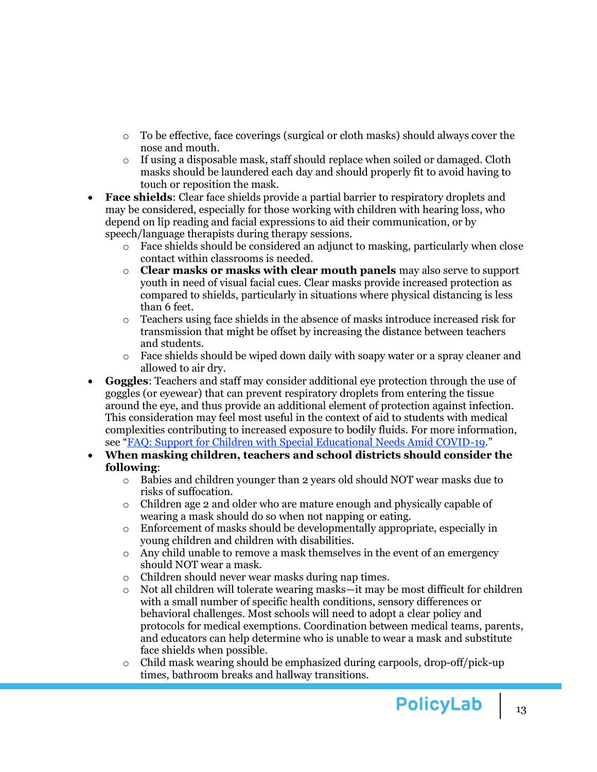- To be effective, face coverings (surgical or cloth masks) should always cover the nose and mouth.
    - If using a disposable mask, staff should replace when soiled or damaged. Cloth masks should be laundered each day and should properly fit to avoid having to touch or reposition the mask.
- **Face shields**: Clear face shields provide a partial barrier to respiratory droplets and may be considered, especially for those working with children with hearing loss, who depend on lip reading and facial expressions to aid their communication, or by speech/language therapists during therapy sessions.
    - Face shields should be considered an adjunct to masking, particularly when close contact within classrooms is needed.
    - **Clear masks or masks with clear mouth panels** may also serve to support youth in need of visual facial cues. Clear masks provide increased protection as compared to shields, particularly in situations where physical distancing is less than 6 feet.
    - Teachers using face shields in the absence of masks introduce increased risk for transmission that might be offset by increasing the distance between teachers and students.
    - Face shields should be wiped down daily with soapy water or a spray cleaner and allowed to air dry.
- **Goggles**: Teachers and staff may consider additional eye protection through the use of goggles (or eyewear) that can prevent respiratory droplets from entering the tissue around the eye, and thus provide an additional element of protection against infection. This consideration may feel most useful in the context of aid to students with medical complexities contributing to increased exposure to bodily fluids. For more information, see "[FAQ: Support for Children with Special Educational Needs Amid COVID-19](#)."
- **When masking children, teachers and school districts should consider the following**:
    - Babies and children younger than 2 years old should NOT wear masks due to risks of suffocation.
    - Children age 2 and older who are mature enough and physically capable of wearing a mask should do so when not napping or eating.
    - Enforcement of masks should be developmentally appropriate, especially in young children and children with disabilities.
    - Any child unable to remove a mask themselves in the event of an emergency should NOT wear a mask.
    - Children should never wear masks during nap times.
    - Not all children will tolerate wearing masks—it may be most difficult for children with a small number of specific health conditions, sensory differences or behavioral challenges. Most schools will need to adopt a clear policy and protocols for medical exemptions. Coordination between medical teams, parents, and educators can help determine who is unable to wear a mask and substitute face shields when possible.
    - Child mask wearing should be emphasized during carpools, drop-off/pick-up times, bathroom breaks and hallway transitions.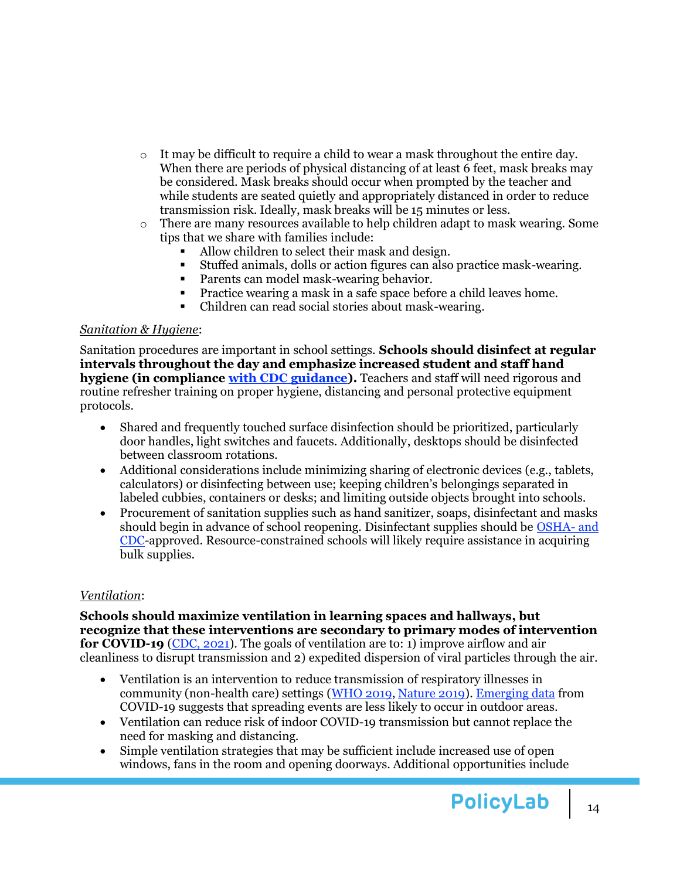- It may be difficult to require a child to wear a mask throughout the entire day. When there are periods of physical distancing of at least 6 feet, mask breaks may be considered. Mask breaks should occur when prompted by the teacher and while students are seated quietly and appropriately distanced in order to reduce transmission risk. Ideally, mask breaks will be 15 minutes or less.
- There are many resources available to help children adapt to mask wearing. Some tips that we share with families include:
  - Allow children to select their mask and design.
  - Stuffed animals, dolls or action figures can also practice mask-wearing.
  - Parents can model mask-wearing behavior.
  - Practice wearing a mask in a safe space before a child leaves home.
  - Children can read social stories about mask-wearing.

*Sanitation & Hygiene*:

Sanitation procedures are important in school settings. **Schools should disinfect at regular intervals throughout the day and emphasize increased student and staff hand hygiene (in compliance with CDC guidance).** Teachers and staff will need rigorous and routine refresher training on proper hygiene, distancing and personal protective equipment protocols.

- Shared and frequently touched surface disinfection should be prioritized, particularly door handles, light switches and faucets. Additionally, desktops should be disinfected between classroom rotations.
- Additional considerations include minimizing sharing of electronic devices (e.g., tablets, calculators) or disinfecting between use; keeping children's belongings separated in labeled cubbies, containers or desks; and limiting outside objects brought into schools.
- Procurement of sanitation supplies such as hand sanitizer, soaps, disinfectant and masks should begin in advance of school reopening. Disinfectant supplies should be OSHA- and CDC-approved. Resource-constrained schools will likely require assistance in acquiring bulk supplies.

*Ventilation*:

**Schools should maximize ventilation in learning spaces and hallways, but recognize that these interventions are secondary to primary modes of intervention for COVID-19** (CDC, 2021). The goals of ventilation are to: 1) improve airflow and air cleanliness to disrupt transmission and 2) expedited dispersion of viral particles through the air.

- Ventilation is an intervention to reduce transmission of respiratory illnesses in community (non-health care) settings (WHO 2019, Nature 2019). Emerging data from COVID-19 suggests that spreading events are less likely to occur in outdoor areas.
- Ventilation can reduce risk of indoor COVID-19 transmission but cannot replace the need for masking and distancing.
- Simple ventilation strategies that may be sufficient include increased use of open windows, fans in the room and opening doorways. Additional opportunities include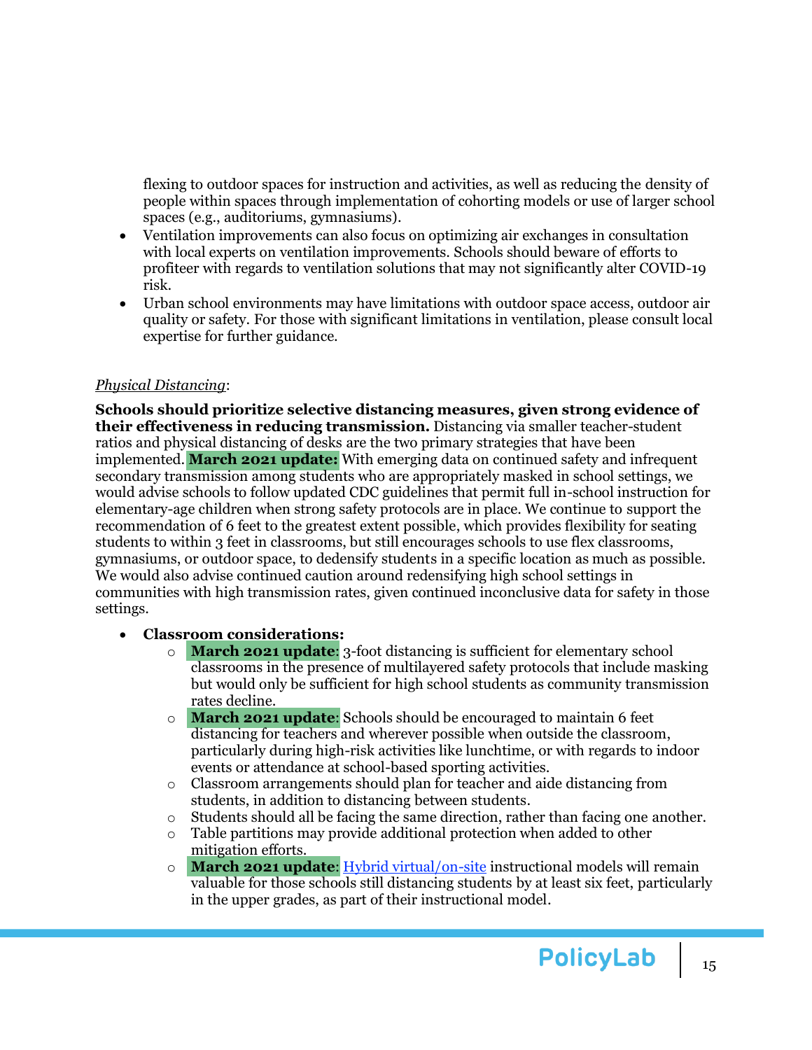flexing to outdoor spaces for instruction and activities, as well as reducing the density of people within spaces through implementation of cohorting models or use of larger school spaces (e.g., auditoriums, gymnasiums).

- Ventilation improvements can also focus on optimizing air exchanges in consultation with local experts on ventilation improvements. Schools should beware of efforts to profiteer with regards to ventilation solutions that may not significantly alter COVID-19 risk.
- Urban school environments may have limitations with outdoor space access, outdoor air quality or safety. For those with significant limitations in ventilation, please consult local expertise for further guidance.

*Physical Distancing*:

**Schools should prioritize selective distancing measures, given strong evidence of their effectiveness in reducing transmission.** Distancing via smaller teacher-student ratios and physical distancing of desks are the two primary strategies that have been implemented. **March 2021 update:** With emerging data on continued safety and infrequent secondary transmission among students who are appropriately masked in school settings, we would advise schools to follow updated CDC guidelines that permit full in-school instruction for elementary-age children when strong safety protocols are in place. We continue to support the recommendation of 6 feet to the greatest extent possible, which provides flexibility for seating students to within 3 feet in classrooms, but still encourages schools to use flex classrooms, gymnasiums, or outdoor space, to dedensify students in a specific location as much as possible. We would also advise continued caution around redensifying high school settings in communities with high transmission rates, given continued inconclusive data for safety in those settings.

- **Classroom considerations:**
  - **March 2021 update**: 3-foot distancing is sufficient for elementary school classrooms in the presence of multilayered safety protocols that include masking but would only be sufficient for high school students as community transmission rates decline.
  - **March 2021 update**: Schools should be encouraged to maintain 6 feet distancing for teachers and wherever possible when outside the classroom, particularly during high-risk activities like lunchtime, or with regards to indoor events or attendance at school-based sporting activities.
  - Classroom arrangements should plan for teacher and aide distancing from students, in addition to distancing between students.
  - Students should all be facing the same direction, rather than facing one another.
  - Table partitions may provide additional protection when added to other mitigation efforts.
  - **March 2021 update**: Hybrid virtual/on-site instructional models will remain valuable for those schools still distancing students by at least six feet, particularly in the upper grades, as part of their instructional model.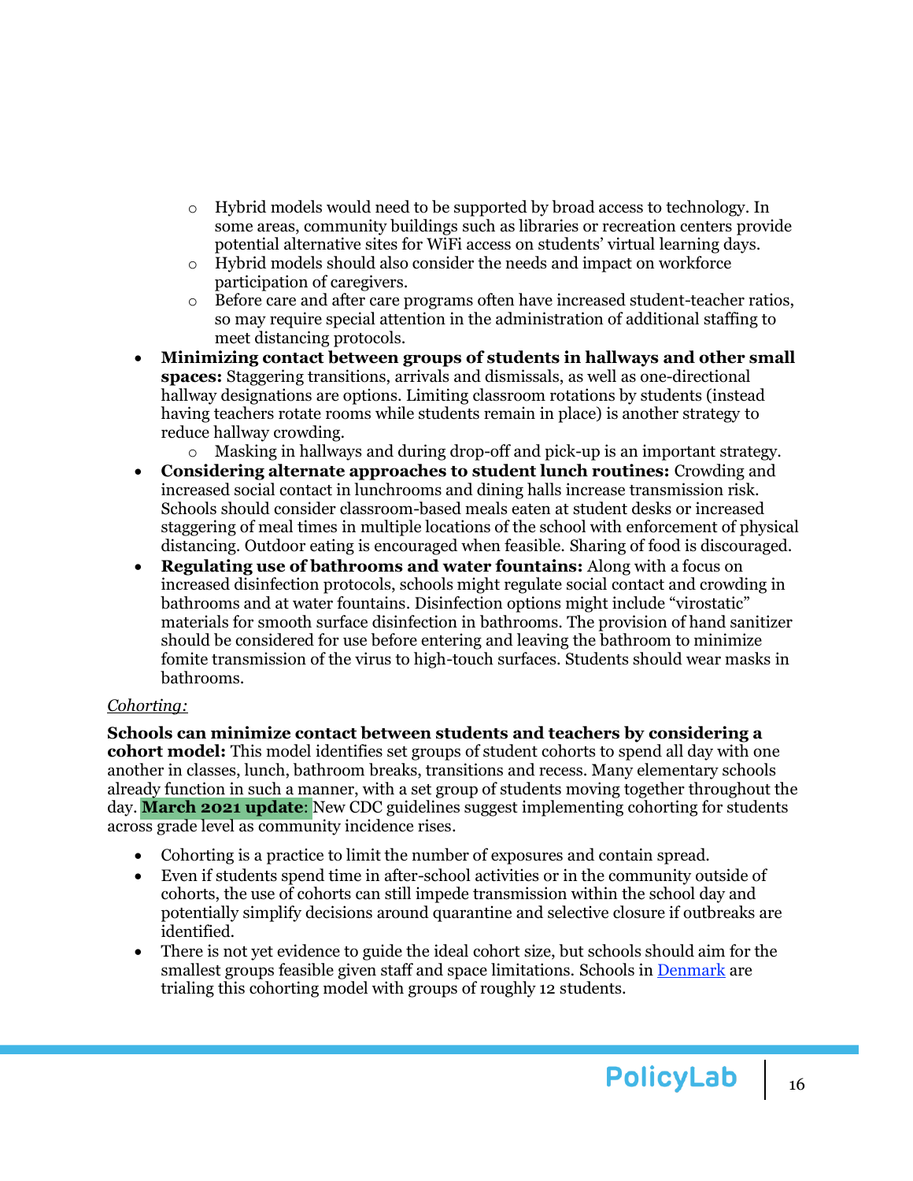- Hybrid models would need to be supported by broad access to technology. In some areas, community buildings such as libraries or recreation centers provide potential alternative sites for WiFi access on students' virtual learning days.
    - Hybrid models should also consider the needs and impact on workforce participation of caregivers.
    - Before care and after care programs often have increased student-teacher ratios, so may require special attention in the administration of additional staffing to meet distancing protocols.
- **Minimizing contact between groups of students in hallways and other small spaces:** Staggering transitions, arrivals and dismissals, as well as one-directional hallway designations are options. Limiting classroom rotations by students (instead having teachers rotate rooms while students remain in place) is another strategy to reduce hallway crowding.
    - Masking in hallways and during drop-off and pick-up is an important strategy.
- **Considering alternate approaches to student lunch routines:** Crowding and increased social contact in lunchrooms and dining halls increase transmission risk. Schools should consider classroom-based meals eaten at student desks or increased staggering of meal times in multiple locations of the school with enforcement of physical distancing. Outdoor eating is encouraged when feasible. Sharing of food is discouraged.
- **Regulating use of bathrooms and water fountains:** Along with a focus on increased disinfection protocols, schools might regulate social contact and crowding in bathrooms and at water fountains. Disinfection options might include "virostatic" materials for smooth surface disinfection in bathrooms. The provision of hand sanitizer should be considered for use before entering and leaving the bathroom to minimize fomite transmission of the virus to high-touch surfaces. Students should wear masks in bathrooms.

*Cohorting:*

**Schools can minimize contact between students and teachers by considering a cohort model:** This model identifies set groups of student cohorts to spend all day with one another in classes, lunch, bathroom breaks, transitions and recess. Many elementary schools already function in such a manner, with a set group of students moving together throughout the day. **March 2021 update**: New CDC guidelines suggest implementing cohorting for students across grade level as community incidence rises.

- Cohorting is a practice to limit the number of exposures and contain spread.
- Even if students spend time in after-school activities or in the community outside of cohorts, the use of cohorts can still impede transmission within the school day and potentially simplify decisions around quarantine and selective closure if outbreaks are identified.
- There is not yet evidence to guide the ideal cohort size, but schools should aim for the smallest groups feasible given staff and space limitations. Schools in Denmark are trialing this cohorting model with groups of roughly 12 students.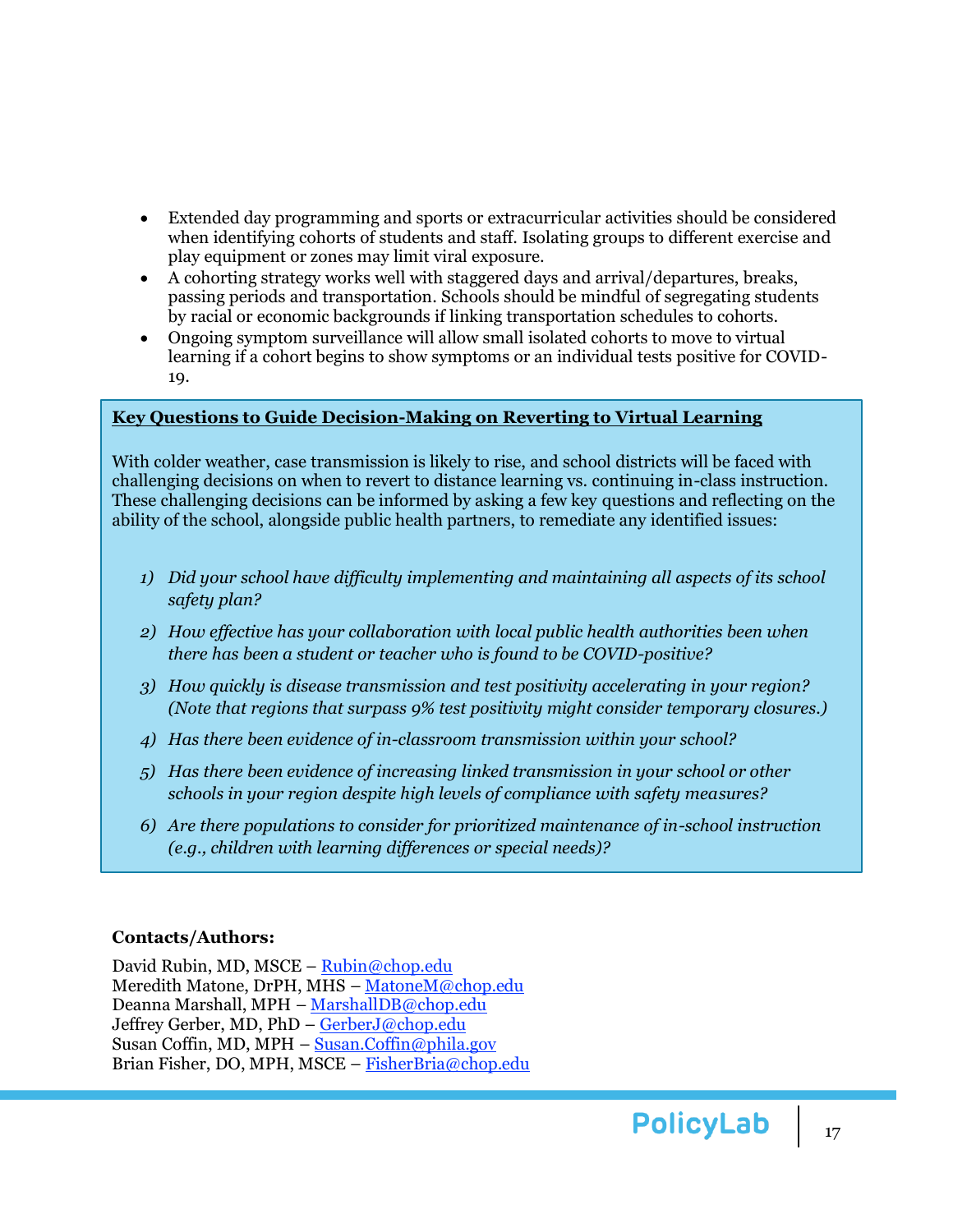- Extended day programming and sports or extracurricular activities should be considered when identifying cohorts of students and staff. Isolating groups to different exercise and play equipment or zones may limit viral exposure.
- A cohorting strategy works well with staggered days and arrival/departures, breaks, passing periods and transportation. Schools should be mindful of segregating students by racial or economic backgrounds if linking transportation schedules to cohorts.
- Ongoing symptom surveillance will allow small isolated cohorts to move to virtual learning if a cohort begins to show symptoms or an individual tests positive for COVID-19.

**Key Questions to Guide Decision-Making on Reverting to Virtual Learning**

With colder weather, case transmission is likely to rise, and school districts will be faced with challenging decisions on when to revert to distance learning vs. continuing in-class instruction. These challenging decisions can be informed by asking a few key questions and reflecting on the ability of the school, alongside public health partners, to remediate any identified issues:

1) *Did your school have difficulty implementing and maintaining all aspects of its school safety plan?*
2) *How effective has your collaboration with local public health authorities been when there has been a student or teacher who is found to be COVID-positive?*
3) *How quickly is disease transmission and test positivity accelerating in your region? (Note that regions that surpass 9% test positivity might consider temporary closures.)*
4) *Has there been evidence of in-classroom transmission within your school?*
5) *Has there been evidence of increasing linked transmission in your school or other schools in your region despite high levels of compliance with safety measures?*
6) *Are there populations to consider for prioritized maintenance of in-school instruction (e.g., children with learning differences or special needs)?*

**Contacts/Authors:**

David Rubin, MD, MSCE – Rubin@chop.edu
Meredith Matone, DrPH, MHS – MatoneM@chop.edu
Deanna Marshall, MPH – MarshallDB@chop.edu
Jeffrey Gerber, MD, PhD – GerberJ@chop.edu
Susan Coffin, MD, MPH – Susan.Coffin@phila.gov
Brian Fisher, DO, MPH, MSCE – FisherBria@chop.edu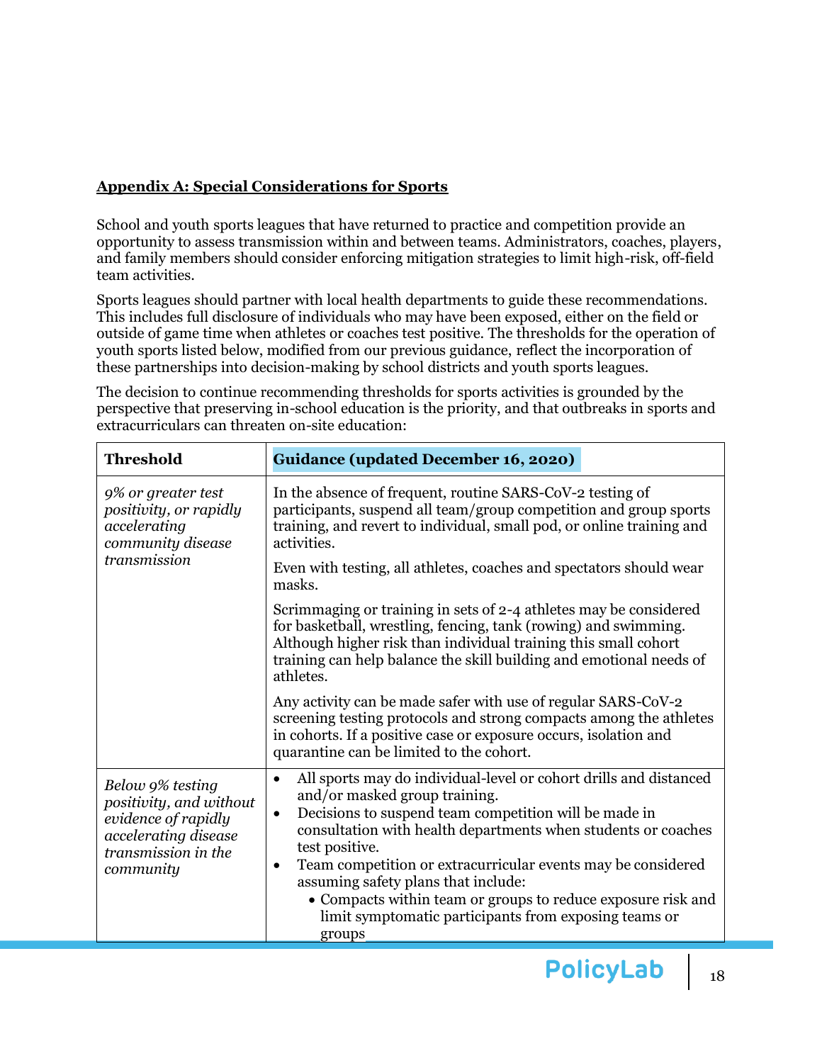## Appendix A: Special Considerations for Sports

School and youth sports leagues that have returned to practice and competition provide an opportunity to assess transmission within and between teams. Administrators, coaches, players, and family members should consider enforcing mitigation strategies to limit high-risk, off-field team activities.

Sports leagues should partner with local health departments to guide these recommendations. This includes full disclosure of individuals who may have been exposed, either on the field or outside of game time when athletes or coaches test positive. The thresholds for the operation of youth sports listed below, modified from our previous guidance, reflect the incorporation of these partnerships into decision-making by school districts and youth sports leagues.

The decision to continue recommending thresholds for sports activities is grounded by the perspective that preserving in-school education is the priority, and that outbreaks in sports and extracurriculars can threaten on-site education:

| Threshold | Guidance (updated December 16, 2020) |
|---|---|
| *9% or greater test positivity, or rapidly accelerating community disease transmission* | In the absence of frequent, routine SARS-CoV-2 testing of participants, suspend all team/group competition and group sports training, and revert to individual, small pod, or online training and activities.<br><br>Even with testing, all athletes, coaches and spectators should wear masks.<br><br>Scrimmaging or training in sets of 2-4 athletes may be considered for basketball, wrestling, fencing, tank (rowing) and swimming. Although higher risk than individual training this small cohort training can help balance the skill building and emotional needs of athletes.<br><br>Any activity can be made safer with use of regular SARS-CoV-2 screening testing protocols and strong compacts among the athletes in cohorts. If a positive case or exposure occurs, isolation and quarantine can be limited to the cohort. |
| *Below 9% testing positivity, and without evidence of rapidly accelerating disease transmission in the community* | • All sports may do individual-level or cohort drills and distanced and/or masked group training.<br>• Decisions to suspend team competition will be made in consultation with health departments when students or coaches test positive.<br>• Team competition or extracurricular events may be considered assuming safety plans that include:<br>&nbsp;&nbsp;&nbsp;&nbsp;• Compacts within team or groups to reduce exposure risk and limit symptomatic participants from exposing teams or groups |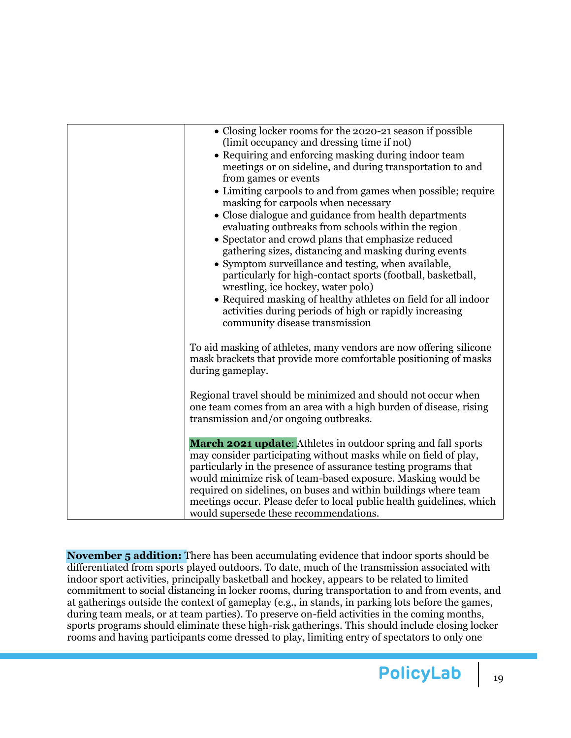| | • Closing locker rooms for the 2020-21 season if possible (limit occupancy and dressing time if not)<br>• Requiring and enforcing masking during indoor team meetings or on sideline, and during transportation to and from games or events<br>• Limiting carpools to and from games when possible; require masking for carpools when necessary<br>• Close dialogue and guidance from health departments evaluating outbreaks from schools within the region<br>• Spectator and crowd plans that emphasize reduced gathering sizes, distancing and masking during events<br>• Symptom surveillance and testing, when available, particularly for high-contact sports (football, basketball, wrestling, ice hockey, water polo)<br>• Required masking of healthy athletes on field for all indoor activities during periods of high or rapidly increasing community disease transmission<br><br>To aid masking of athletes, many vendors are now offering silicone mask brackets that provide more comfortable positioning of masks during gameplay.<br><br>Regional travel should be minimized and should not occur when one team comes from an area with a high burden of disease, rising transmission and/or ongoing outbreaks.<br><br>**March 2021 update**: Athletes in outdoor spring and fall sports may consider participating without masks while on field of play, particularly in the presence of assurance testing programs that would minimize risk of team-based exposure. Masking would be required on sidelines, on buses and within buildings where team meetings occur. Please defer to local public health guidelines, which would supersede these recommendations. |
|---|---|

**November 5 addition:** There has been accumulating evidence that indoor sports should be differentiated from sports played outdoors. To date, much of the transmission associated with indoor sport activities, principally basketball and hockey, appears to be related to limited commitment to social distancing in locker rooms, during transportation to and from events, and at gatherings outside the context of gameplay (e.g., in stands, in parking lots before the games, during team meals, or at team parties). To preserve on-field activities in the coming months, sports programs should eliminate these high-risk gatherings. This should include closing locker rooms and having participants come dressed to play, limiting entry of spectators to only one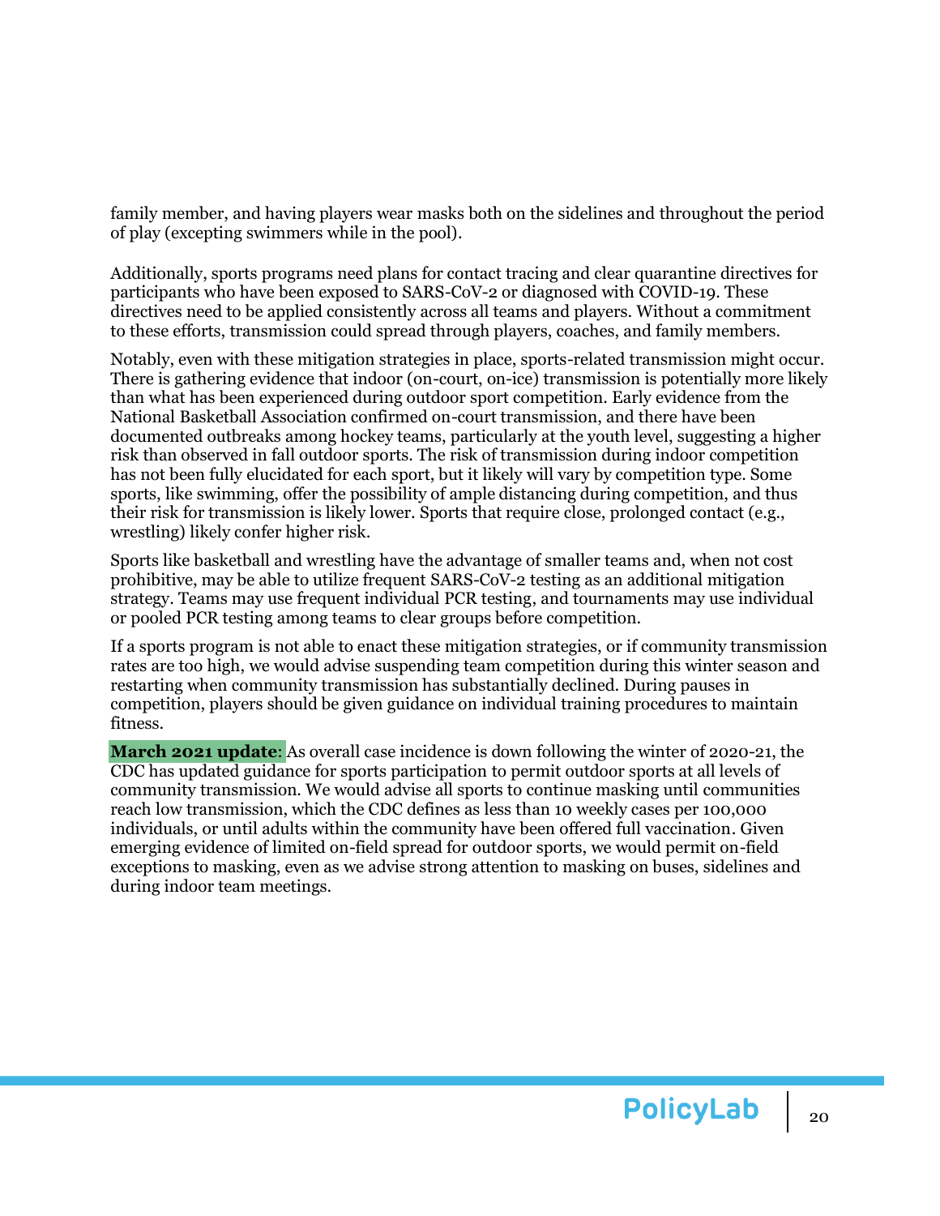family member, and having players wear masks both on the sidelines and throughout the period of play (excepting swimmers while in the pool).

Additionally, sports programs need plans for contact tracing and clear quarantine directives for participants who have been exposed to SARS-CoV-2 or diagnosed with COVID-19. These directives need to be applied consistently across all teams and players. Without a commitment to these efforts, transmission could spread through players, coaches, and family members.

Notably, even with these mitigation strategies in place, sports-related transmission might occur. There is gathering evidence that indoor (on-court, on-ice) transmission is potentially more likely than what has been experienced during outdoor sport competition. Early evidence from the National Basketball Association confirmed on-court transmission, and there have been documented outbreaks among hockey teams, particularly at the youth level, suggesting a higher risk than observed in fall outdoor sports. The risk of transmission during indoor competition has not been fully elucidated for each sport, but it likely will vary by competition type. Some sports, like swimming, offer the possibility of ample distancing during competition, and thus their risk for transmission is likely lower. Sports that require close, prolonged contact (e.g., wrestling) likely confer higher risk.

Sports like basketball and wrestling have the advantage of smaller teams and, when not cost prohibitive, may be able to utilize frequent SARS-CoV-2 testing as an additional mitigation strategy. Teams may use frequent individual PCR testing, and tournaments may use individual or pooled PCR testing among teams to clear groups before competition.

If a sports program is not able to enact these mitigation strategies, or if community transmission rates are too high, we would advise suspending team competition during this winter season and restarting when community transmission has substantially declined. During pauses in competition, players should be given guidance on individual training procedures to maintain fitness.

**March 2021 update**: As overall case incidence is down following the winter of 2020-21, the CDC has updated guidance for sports participation to permit outdoor sports at all levels of community transmission. We would advise all sports to continue masking until communities reach low transmission, which the CDC defines as less than 10 weekly cases per 100,000 individuals, or until adults within the community have been offered full vaccination. Given emerging evidence of limited on-field spread for outdoor sports, we would permit on-field exceptions to masking, even as we advise strong attention to masking on buses, sidelines and during indoor team meetings.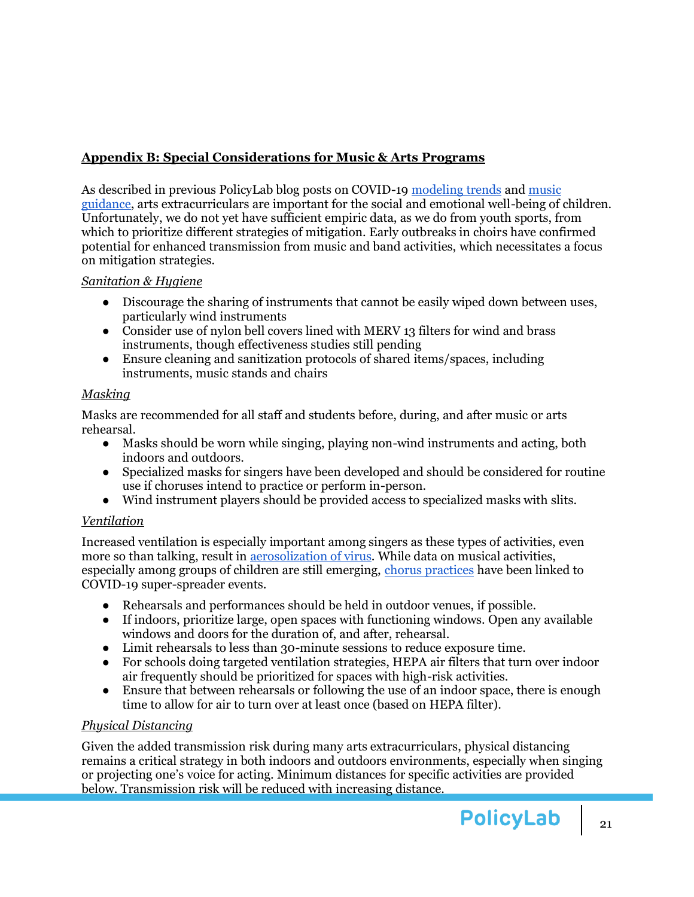## Appendix B: Special Considerations for Music & Arts Programs

As described in previous PolicyLab blog posts on COVID-19 modeling trends and music guidance, arts extracurriculars are important for the social and emotional well-being of children. Unfortunately, we do not yet have sufficient empiric data, as we do from youth sports, from which to prioritize different strategies of mitigation. Early outbreaks in choirs have confirmed potential for enhanced transmission from music and band activities, which necessitates a focus on mitigation strategies.

*Sanitation & Hygiene*

- Discourage the sharing of instruments that cannot be easily wiped down between uses, particularly wind instruments
- Consider use of nylon bell covers lined with MERV 13 filters for wind and brass instruments, though effectiveness studies still pending
- Ensure cleaning and sanitization protocols of shared items/spaces, including instruments, music stands and chairs

*Masking*

Masks are recommended for all staff and students before, during, and after music or arts rehearsal.

- Masks should be worn while singing, playing non-wind instruments and acting, both indoors and outdoors.
- Specialized masks for singers have been developed and should be considered for routine use if choruses intend to practice or perform in-person.
- Wind instrument players should be provided access to specialized masks with slits.

*Ventilation*

Increased ventilation is especially important among singers as these types of activities, even more so than talking, result in aerosolization of virus. While data on musical activities, especially among groups of children are still emerging, chorus practices have been linked to COVID-19 super-spreader events.

- Rehearsals and performances should be held in outdoor venues, if possible.
- If indoors, prioritize large, open spaces with functioning windows. Open any available windows and doors for the duration of, and after, rehearsal.
- Limit rehearsals to less than 30-minute sessions to reduce exposure time.
- For schools doing targeted ventilation strategies, HEPA air filters that turn over indoor air frequently should be prioritized for spaces with high-risk activities.
- Ensure that between rehearsals or following the use of an indoor space, there is enough time to allow for air to turn over at least once (based on HEPA filter).

*Physical Distancing*

Given the added transmission risk during many arts extracurriculars, physical distancing remains a critical strategy in both indoors and outdoors environments, especially when singing or projecting one's voice for acting. Minimum distances for specific activities are provided below. Transmission risk will be reduced with increasing distance.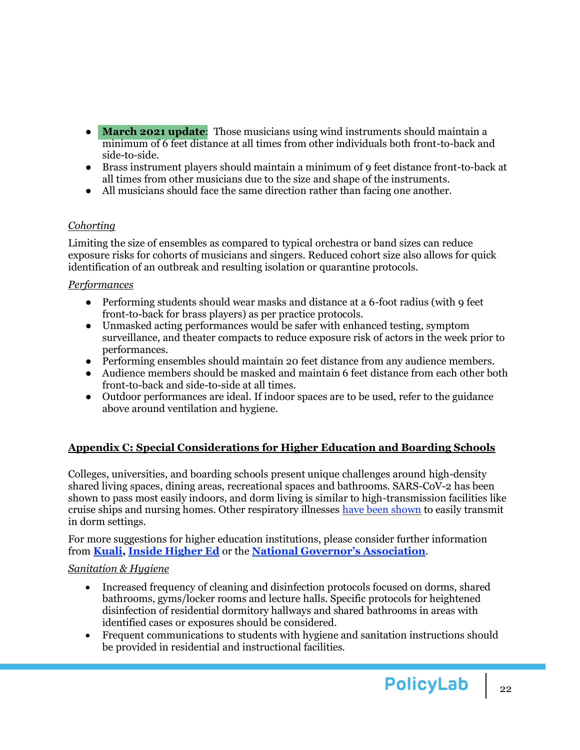- **March 2021 update**: Those musicians using wind instruments should maintain a minimum of 6 feet distance at all times from other individuals both front-to-back and side-to-side.
- Brass instrument players should maintain a minimum of 9 feet distance front-to-back at all times from other musicians due to the size and shape of the instruments.
- All musicians should face the same direction rather than facing one another.

*Cohorting*

Limiting the size of ensembles as compared to typical orchestra or band sizes can reduce exposure risks for cohorts of musicians and singers. Reduced cohort size also allows for quick identification of an outbreak and resulting isolation or quarantine protocols.

*Performances*

- Performing students should wear masks and distance at a 6-foot radius (with 9 feet front-to-back for brass players) as per practice protocols.
- Unmasked acting performances would be safer with enhanced testing, symptom surveillance, and theater compacts to reduce exposure risk of actors in the week prior to performances.
- Performing ensembles should maintain 20 feet distance from any audience members.
- Audience members should be masked and maintain 6 feet distance from each other both front-to-back and side-to-side at all times.
- Outdoor performances are ideal. If indoor spaces are to be used, refer to the guidance above around ventilation and hygiene.

## Appendix C: Special Considerations for Higher Education and Boarding Schools

Colleges, universities, and boarding schools present unique challenges around high-density shared living spaces, dining areas, recreational spaces and bathrooms. SARS-CoV-2 has been shown to pass most easily indoors, and dorm living is similar to high-transmission facilities like cruise ships and nursing homes. Other respiratory illnesses have been shown to easily transmit in dorm settings.

For more suggestions for higher education institutions, please consider further information from **Kuali**, **Inside Higher Ed** or the **National Governor's Association**.

*Sanitation & Hygiene*

- Increased frequency of cleaning and disinfection protocols focused on dorms, shared bathrooms, gyms/locker rooms and lecture halls. Specific protocols for heightened disinfection of residential dormitory hallways and shared bathrooms in areas with identified cases or exposures should be considered.
- Frequent communications to students with hygiene and sanitation instructions should be provided in residential and instructional facilities.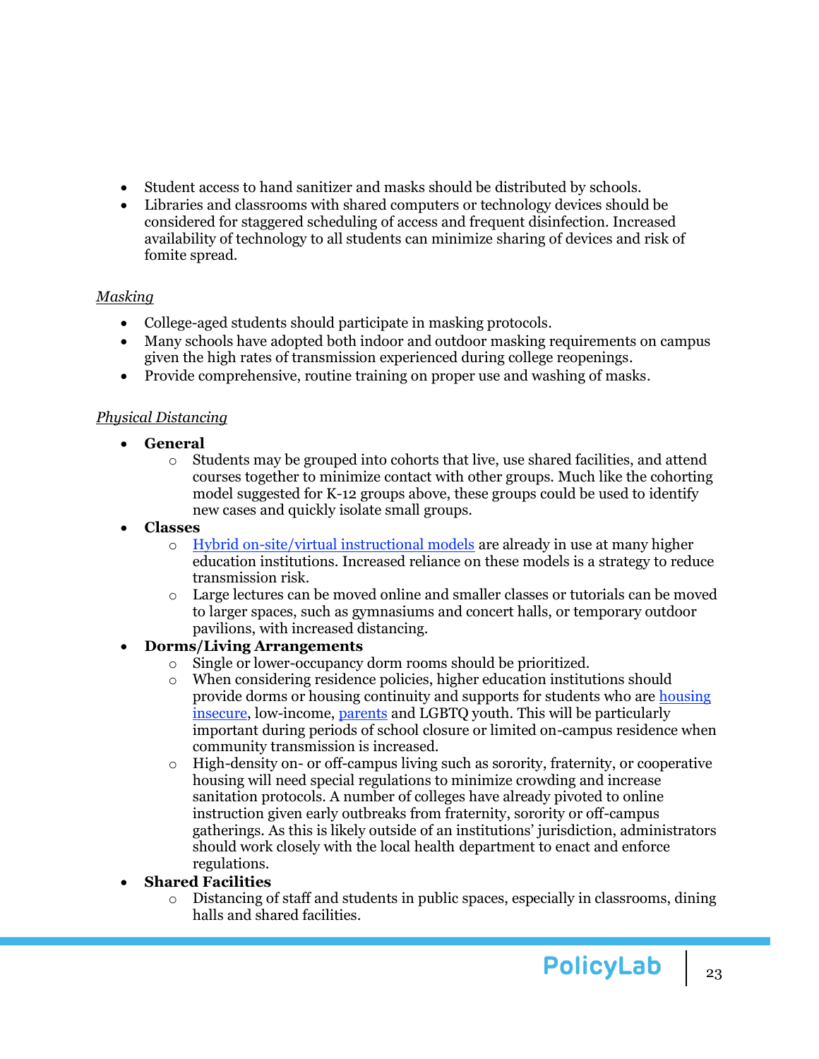- Student access to hand sanitizer and masks should be distributed by schools.
- Libraries and classrooms with shared computers or technology devices should be considered for staggered scheduling of access and frequent disinfection. Increased availability of technology to all students can minimize sharing of devices and risk of fomite spread.

*Masking*

- College-aged students should participate in masking protocols.
- Many schools have adopted both indoor and outdoor masking requirements on campus given the high rates of transmission experienced during college reopenings.
- Provide comprehensive, routine training on proper use and washing of masks.

*Physical Distancing*

- **General**
  - Students may be grouped into cohorts that live, use shared facilities, and attend courses together to minimize contact with other groups. Much like the cohorting model suggested for K-12 groups above, these groups could be used to identify new cases and quickly isolate small groups.
- **Classes**
  - Hybrid on-site/virtual instructional models are already in use at many higher education institutions. Increased reliance on these models is a strategy to reduce transmission risk.
  - Large lectures can be moved online and smaller classes or tutorials can be moved to larger spaces, such as gymnasiums and concert halls, or temporary outdoor pavilions, with increased distancing.
- **Dorms/Living Arrangements**
  - Single or lower-occupancy dorm rooms should be prioritized.
  - When considering residence policies, higher education institutions should provide dorms or housing continuity and supports for students who are housing insecure, low-income, parents and LGBTQ youth. This will be particularly important during periods of school closure or limited on-campus residence when community transmission is increased.
  - High-density on- or off-campus living such as sorority, fraternity, or cooperative housing will need special regulations to minimize crowding and increase sanitation protocols. A number of colleges have already pivoted to online instruction given early outbreaks from fraternity, sorority or off-campus gatherings. As this is likely outside of an institutions' jurisdiction, administrators should work closely with the local health department to enact and enforce regulations.
- **Shared Facilities**
  - Distancing of staff and students in public spaces, especially in classrooms, dining halls and shared facilities.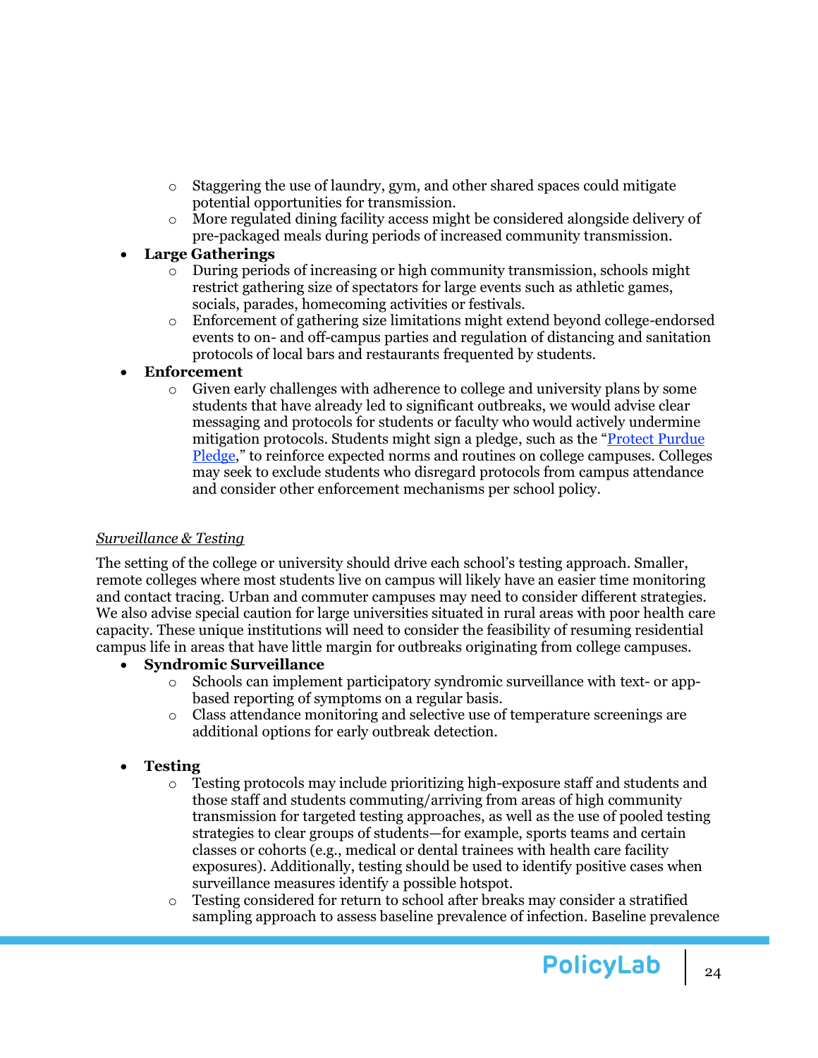- Staggering the use of laundry, gym, and other shared spaces could mitigate potential opportunities for transmission.
   - More regulated dining facility access might be considered alongside delivery of pre-packaged meals during periods of increased community transmission.
- **Large Gatherings**
   - During periods of increasing or high community transmission, schools might restrict gathering size of spectators for large events such as athletic games, socials, parades, homecoming activities or festivals.
   - Enforcement of gathering size limitations might extend beyond college-endorsed events to on- and off-campus parties and regulation of distancing and sanitation protocols of local bars and restaurants frequented by students.
- **Enforcement**
   - Given early challenges with adherence to college and university plans by some students that have already led to significant outbreaks, we would advise clear messaging and protocols for students or faculty who would actively undermine mitigation protocols. Students might sign a pledge, such as the "Protect Purdue Pledge," to reinforce expected norms and routines on college campuses. Colleges may seek to exclude students who disregard protocols from campus attendance and consider other enforcement mechanisms per school policy.

*Surveillance & Testing*

The setting of the college or university should drive each school's testing approach. Smaller, remote colleges where most students live on campus will likely have an easier time monitoring and contact tracing. Urban and commuter campuses may need to consider different strategies. We also advise special caution for large universities situated in rural areas with poor health care capacity. These unique institutions will need to consider the feasibility of resuming residential campus life in areas that have little margin for outbreaks originating from college campuses.

- **Syndromic Surveillance**
   - Schools can implement participatory syndromic surveillance with text- or app-based reporting of symptoms on a regular basis.
   - Class attendance monitoring and selective use of temperature screenings are additional options for early outbreak detection.

- **Testing**
   - Testing protocols may include prioritizing high-exposure staff and students and those staff and students commuting/arriving from areas of high community transmission for targeted testing approaches, as well as the use of pooled testing strategies to clear groups of students—for example, sports teams and certain classes or cohorts (e.g., medical or dental trainees with health care facility exposures). Additionally, testing should be used to identify positive cases when surveillance measures identify a possible hotspot.
   - Testing considered for return to school after breaks may consider a stratified sampling approach to assess baseline prevalence of infection. Baseline prevalence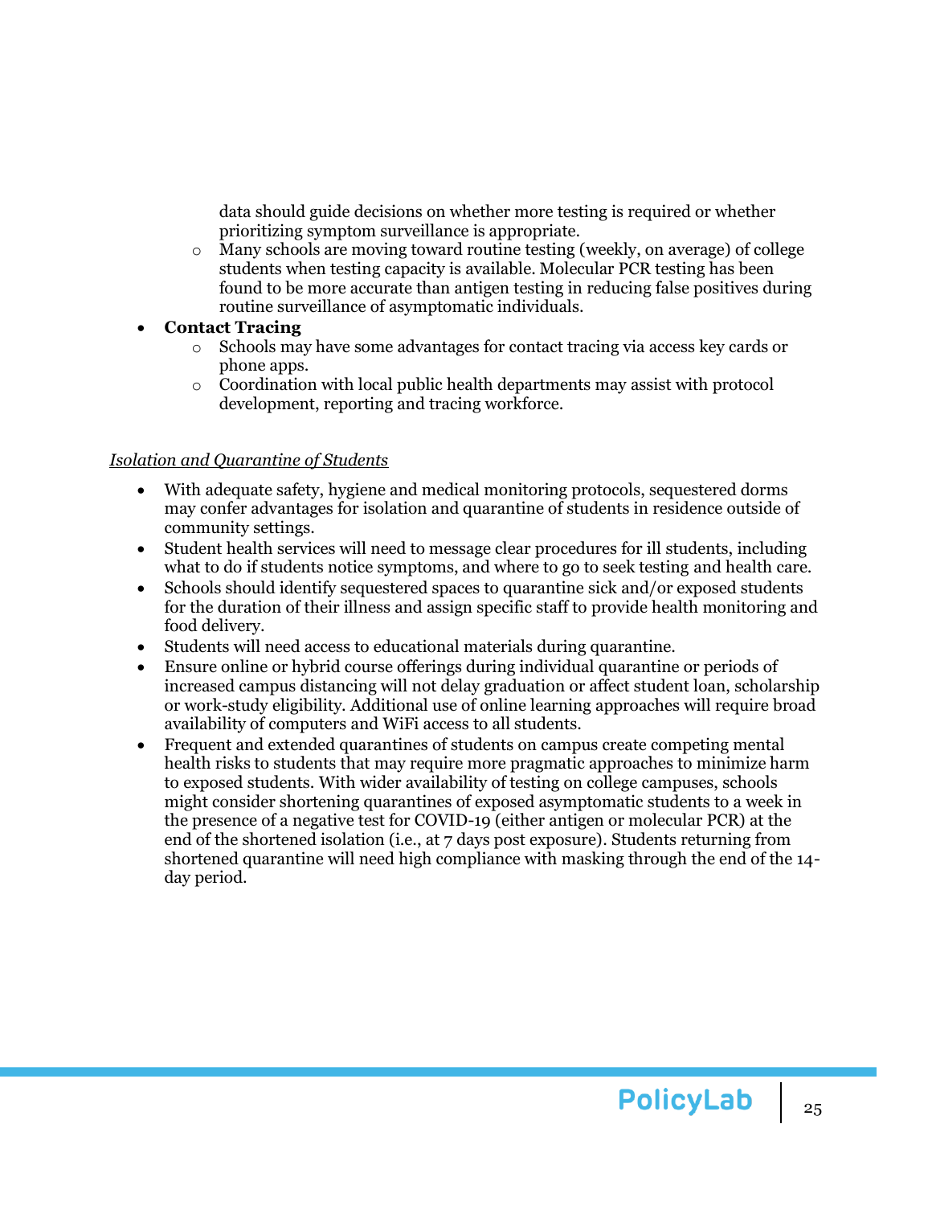data should guide decisions on whether more testing is required or whether prioritizing symptom surveillance is appropriate.
  - Many schools are moving toward routine testing (weekly, on average) of college students when testing capacity is available. Molecular PCR testing has been found to be more accurate than antigen testing in reducing false positives during routine surveillance of asymptomatic individuals.
- **Contact Tracing**
  - Schools may have some advantages for contact tracing via access key cards or phone apps.
  - Coordination with local public health departments may assist with protocol development, reporting and tracing workforce.

*Isolation and Quarantine of Students*

- With adequate safety, hygiene and medical monitoring protocols, sequestered dorms may confer advantages for isolation and quarantine of students in residence outside of community settings.
- Student health services will need to message clear procedures for ill students, including what to do if students notice symptoms, and where to go to seek testing and health care.
- Schools should identify sequestered spaces to quarantine sick and/or exposed students for the duration of their illness and assign specific staff to provide health monitoring and food delivery.
- Students will need access to educational materials during quarantine.
- Ensure online or hybrid course offerings during individual quarantine or periods of increased campus distancing will not delay graduation or affect student loan, scholarship or work-study eligibility. Additional use of online learning approaches will require broad availability of computers and WiFi access to all students.
- Frequent and extended quarantines of students on campus create competing mental health risks to students that may require more pragmatic approaches to minimize harm to exposed students. With wider availability of testing on college campuses, schools might consider shortening quarantines of exposed asymptomatic students to a week in the presence of a negative test for COVID-19 (either antigen or molecular PCR) at the end of the shortened isolation (i.e., at 7 days post exposure). Students returning from shortened quarantine will need high compliance with masking through the end of the 14-day period.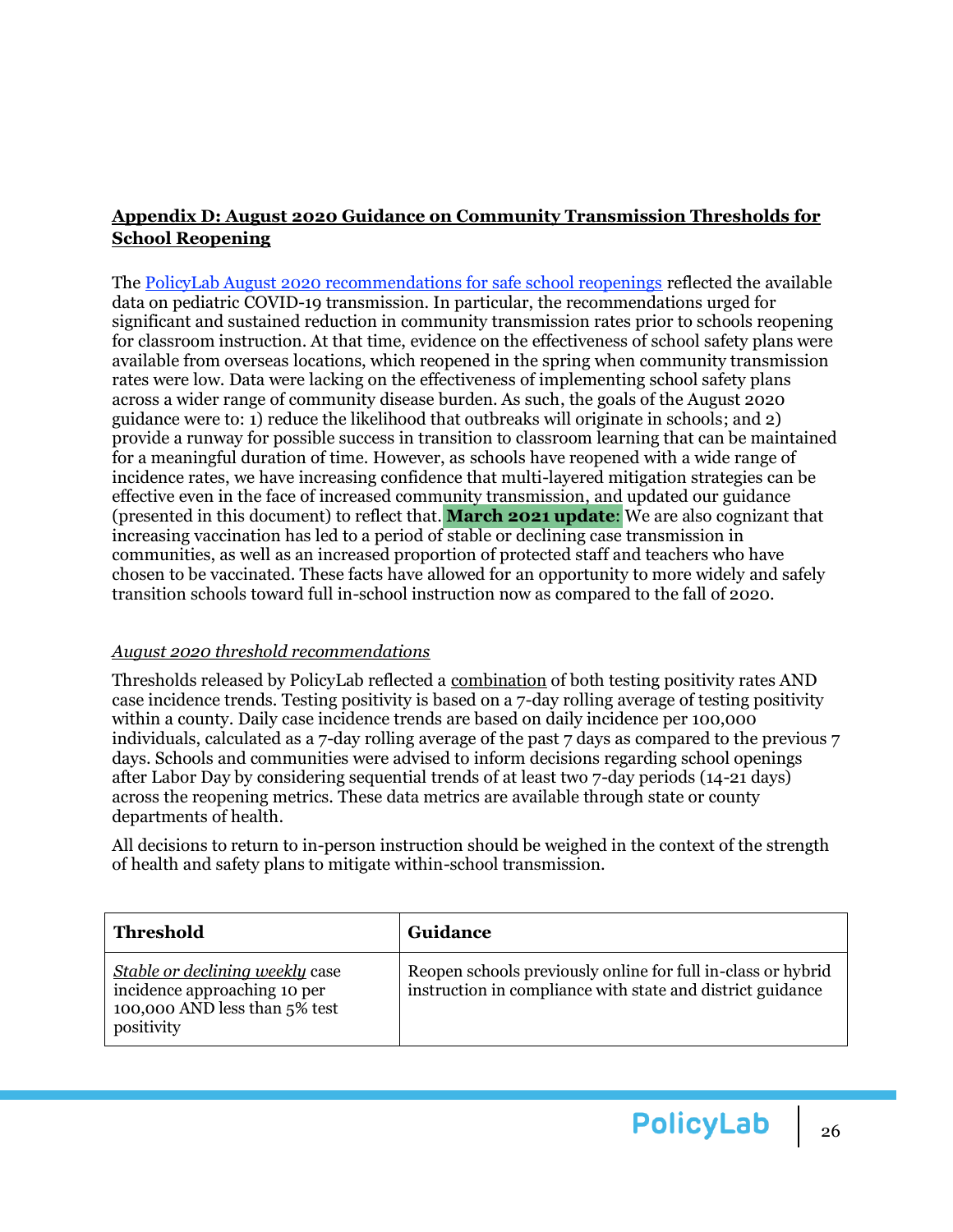## **Appendix D: August 2020 Guidance on Community Transmission Thresholds for School Reopening**

The [PolicyLab August 2020 recommendations for safe school reopenings](#) reflected the available data on pediatric COVID-19 transmission. In particular, the recommendations urged for significant and sustained reduction in community transmission rates prior to schools reopening for classroom instruction. At that time, evidence on the effectiveness of school safety plans were available from overseas locations, which reopened in the spring when community transmission rates were low. Data were lacking on the effectiveness of implementing school safety plans across a wider range of community disease burden. As such, the goals of the August 2020 guidance were to: 1) reduce the likelihood that outbreaks will originate in schools; and 2) provide a runway for possible success in transition to classroom learning that can be maintained for a meaningful duration of time. However, as schools have reopened with a wide range of incidence rates, we have increasing confidence that multi-layered mitigation strategies can be effective even in the face of increased community transmission, and updated our guidance (presented in this document) to reflect that. **March 2021 update**: We are also cognizant that increasing vaccination has led to a period of stable or declining case transmission in communities, as well as an increased proportion of protected staff and teachers who have chosen to be vaccinated. These facts have allowed for an opportunity to more widely and safely transition schools toward full in-school instruction now as compared to the fall of 2020.

*August 2020 threshold recommendations*

Thresholds released by PolicyLab reflected a combination of both testing positivity rates AND case incidence trends. Testing positivity is based on a 7-day rolling average of testing positivity within a county. Daily case incidence trends are based on daily incidence per 100,000 individuals, calculated as a 7-day rolling average of the past 7 days as compared to the previous 7 days. Schools and communities were advised to inform decisions regarding school openings after Labor Day by considering sequential trends of at least two 7-day periods (14-21 days) across the reopening metrics. These data metrics are available through state or county departments of health.

All decisions to return to in-person instruction should be weighed in the context of the strength of health and safety plans to mitigate within-school transmission.

| **Threshold** | **Guidance** |
|---|---|
| *Stable or declining weekly* case incidence approaching 10 per 100,000 AND less than 5% test positivity | Reopen schools previously online for full in-class or hybrid instruction in compliance with state and district guidance |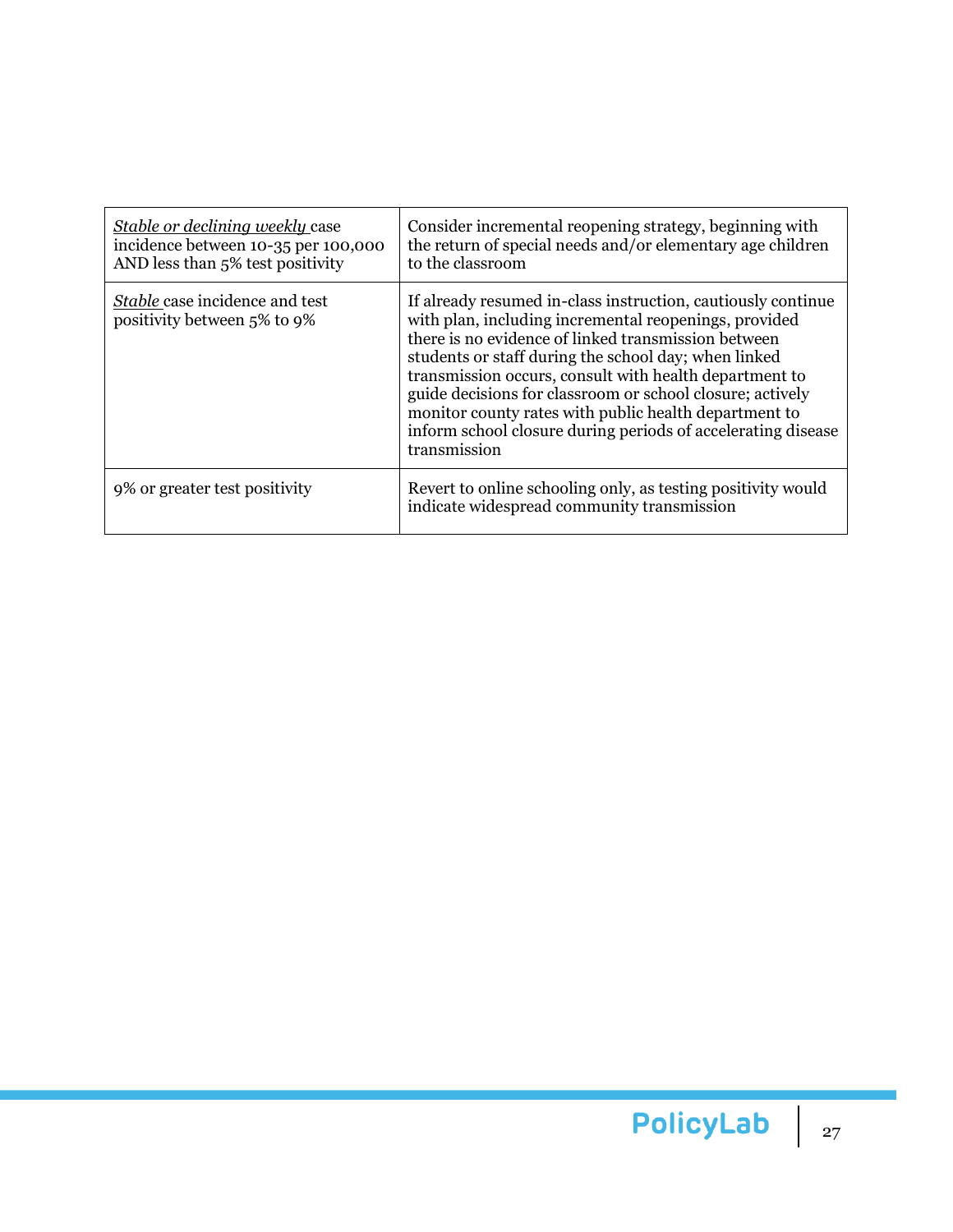| | |
|---|---|
| *Stable or declining weekly* case incidence between 10-35 per 100,000 AND less than 5% test positivity | Consider incremental reopening strategy, beginning with the return of special needs and/or elementary age children to the classroom |
| *Stable* case incidence and test positivity between 5% to 9% | If already resumed in-class instruction, cautiously continue with plan, including incremental reopenings, provided there is no evidence of linked transmission between students or staff during the school day; when linked transmission occurs, consult with health department to guide decisions for classroom or school closure; actively monitor county rates with public health department to inform school closure during periods of accelerating disease transmission |
| 9% or greater test positivity | Revert to online schooling only, as testing positivity would indicate widespread community transmission |